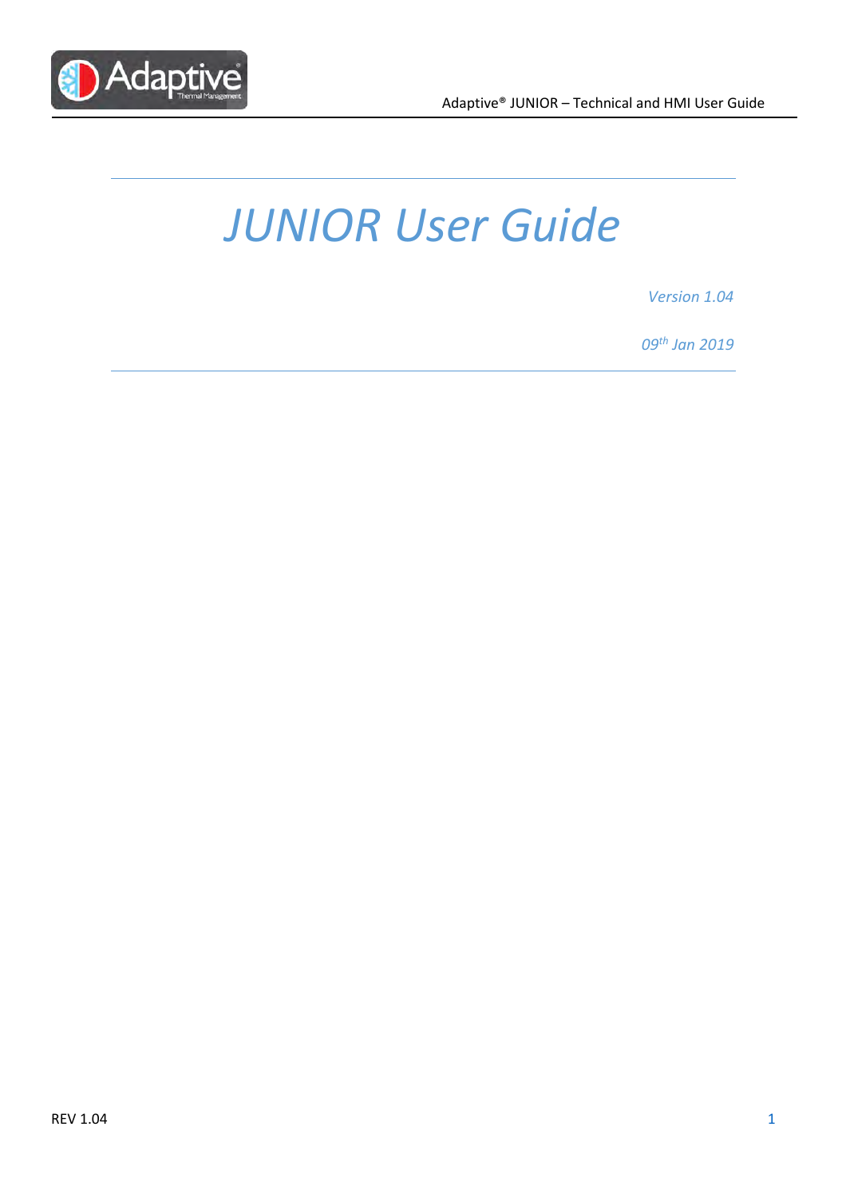# JUNIOR User Guide

*Version 1.04*

*09th Jan 2019*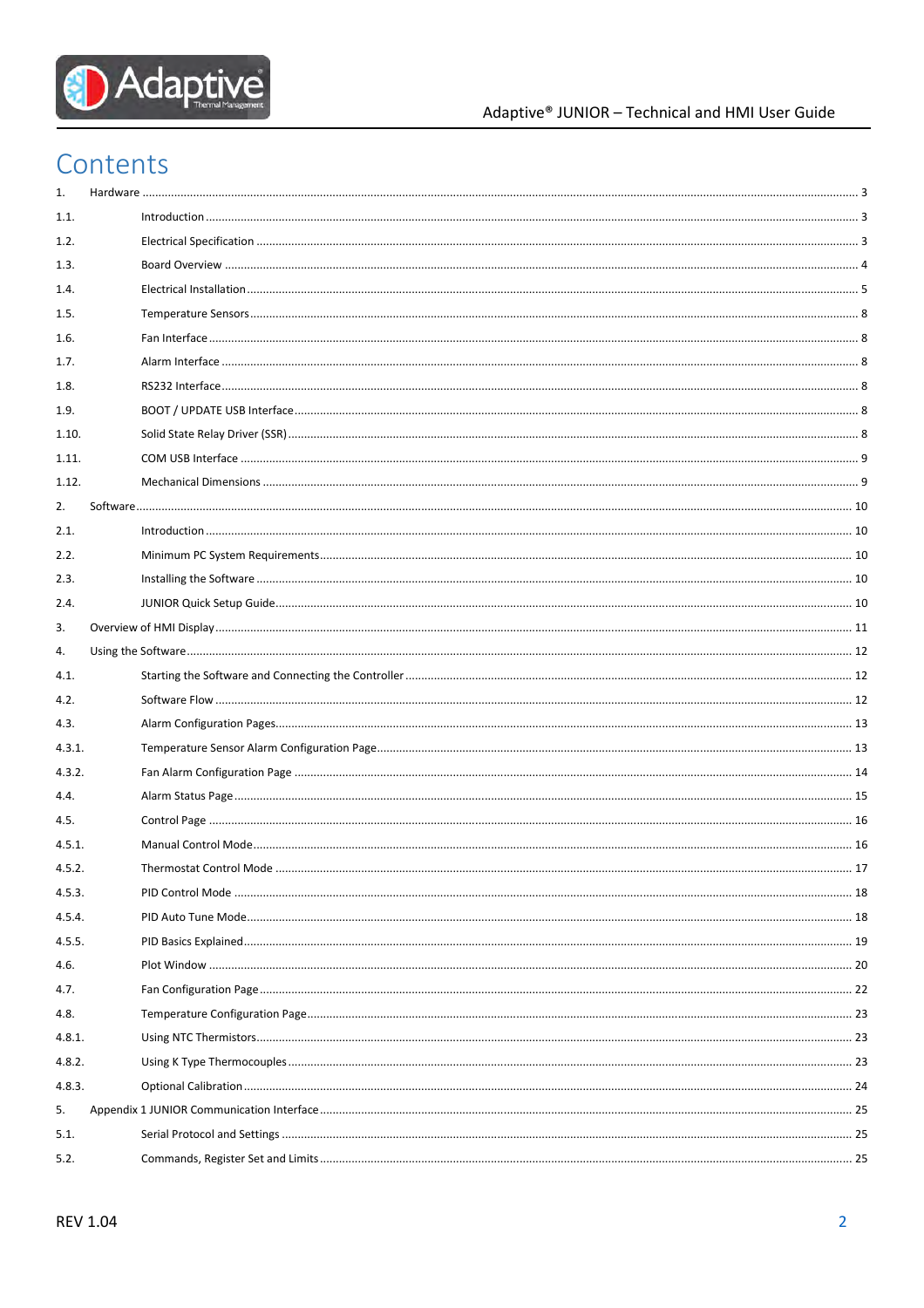# Contents

1. Hardware ... 3
1.1. Introduction ... 3
1.2. Electrical Specification ... 3
1.3. Board Overview ... 4
1.4. Electrical Installation ... 5
1.5. Temperature Sensors ... 8
1.6. Fan Interface ... 8
1.7. Alarm Interface ... 8
1.8. RS232 Interface ... 8
1.9. BOOT / UPDATE USB Interface ... 8
1.10. Solid State Relay Driver (SSR) ... 8
1.11. COM USB Interface ... 9
1.12. Mechanical Dimensions ... 9
2. Software ... 10
2.1. Introduction ... 10
2.2. Minimum PC System Requirements ... 10
2.3. Installing the Software ... 10
2.4. JUNIOR Quick Setup Guide ... 10
3. Overview of HMI Display ... 11
4. Using the Software ... 12
4.1. Starting the Software and Connecting the Controller ... 12
4.2. Software Flow ... 12
4.3. Alarm Configuration Pages ... 13
4.3.1. Temperature Sensor Alarm Configuration Page ... 13
4.3.2. Fan Alarm Configuration Page ... 14
4.4. Alarm Status Page ... 15
4.5. Control Page ... 16
4.5.1. Manual Control Mode ... 16
4.5.2. Thermostat Control Mode ... 17
4.5.3. PID Control Mode ... 18
4.5.4. PID Auto Tune Mode ... 18
4.5.5. PID Basics Explained ... 19
4.6. Plot Window ... 20
4.7. Fan Configuration Page ... 22
4.8. Temperature Configuration Page ... 23
4.8.1. Using NTC Thermistors ... 23
4.8.2. Using K Type Thermocouples ... 23
4.8.3. Optional Calibration ... 24
5. Appendix 1 JUNIOR Communication Interface ... 25
5.1. Serial Protocol and Settings ... 25
5.2. Commands, Register Set and Limits ... 25

REV 1.04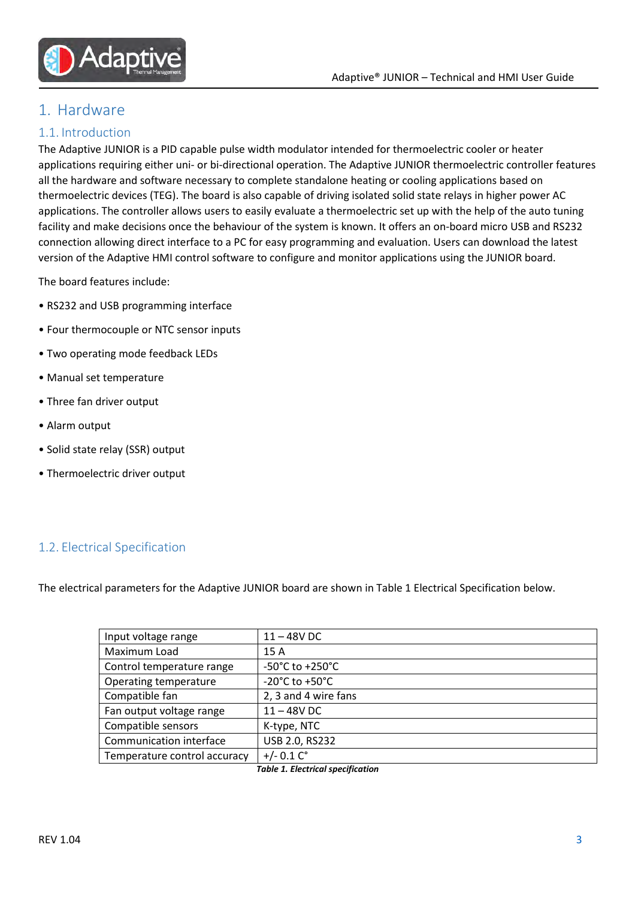# 1. Hardware

## 1.1. Introduction

The Adaptive JUNIOR is a PID capable pulse width modulator intended for thermoelectric cooler or heater applications requiring either uni- or bi-directional operation. The Adaptive JUNIOR thermoelectric controller features all the hardware and software necessary to complete standalone heating or cooling applications based on thermoelectric devices (TEG). The board is also capable of driving isolated solid state relays in higher power AC applications. The controller allows users to easily evaluate a thermoelectric set up with the help of the auto tuning facility and make decisions once the behaviour of the system is known. It offers an on-board micro USB and RS232 connection allowing direct interface to a PC for easy programming and evaluation. Users can download the latest version of the Adaptive HMI control software to configure and monitor applications using the JUNIOR board.

The board features include:

- RS232 and USB programming interface
- Four thermocouple or NTC sensor inputs
- Two operating mode feedback LEDs
- Manual set temperature
- Three fan driver output
- Alarm output
- Solid state relay (SSR) output
- Thermoelectric driver output

## 1.2. Electrical Specification

The electrical parameters for the Adaptive JUNIOR board are shown in Table 1 Electrical Specification below.

| Parameter | Value |
| --- | --- |
| Input voltage range | 11 – 48V DC |
| Maximum Load | 15 A |
| Control temperature range | -50°C to +250°C |
| Operating temperature | -20°C to +50°C |
| Compatible fan | 2, 3 and 4 wire fans |
| Fan output voltage range | 11 – 48V DC |
| Compatible sensors | K-type, NTC |
| Communication interface | USB 2.0, RS232 |
| Temperature control accuracy | +/- 0.1 C° |

***Table 1. Electrical specification***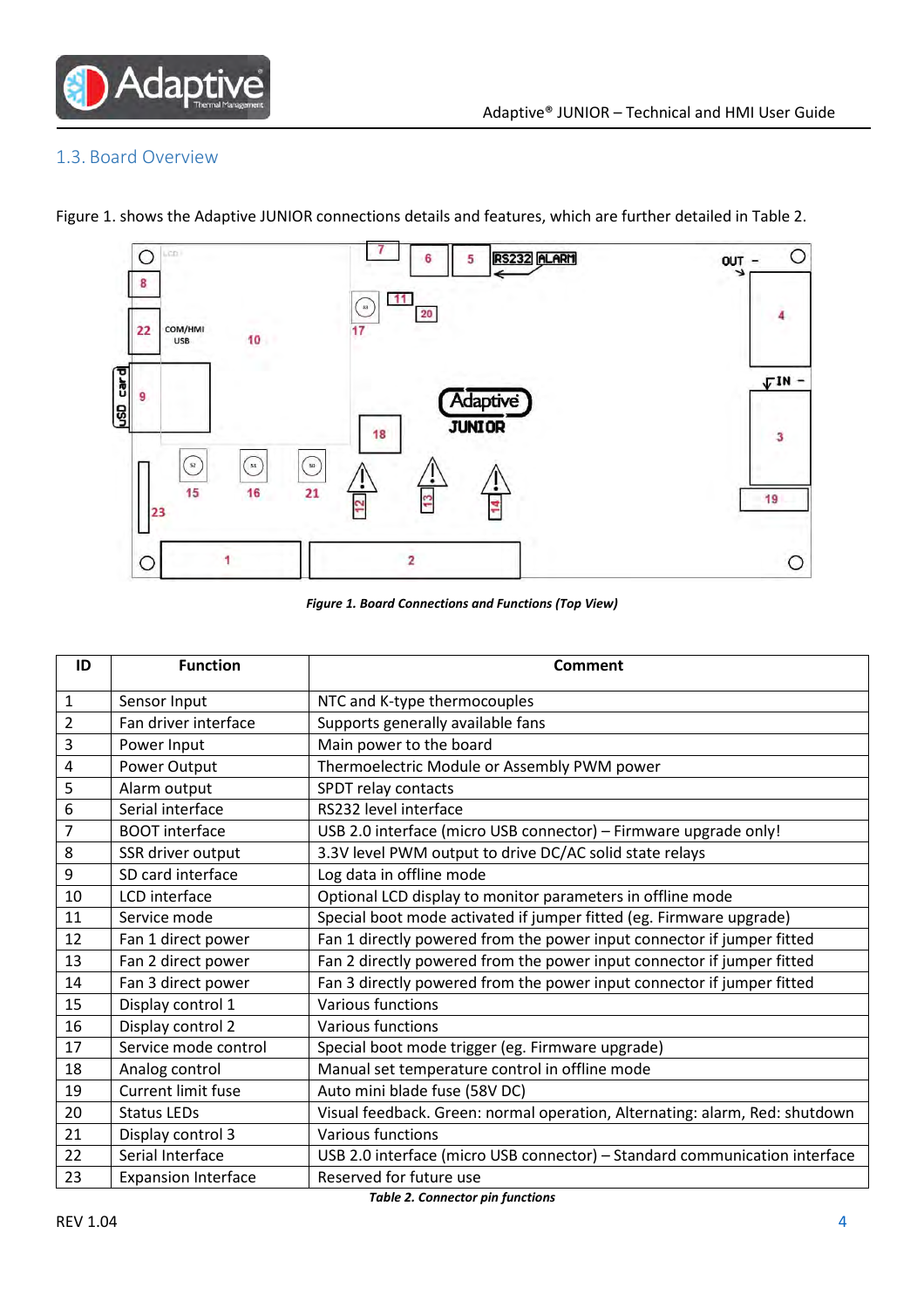## 1.3. Board Overview

Figure 1. shows the Adaptive JUNIOR connections details and features, which are further detailed in Table 2.

*Figure 1. Board Connections and Functions (Top View)*

| ID | Function | Comment |
|---|---|---|
| 1 | Sensor Input | NTC and K-type thermocouples |
| 2 | Fan driver interface | Supports generally available fans |
| 3 | Power Input | Main power to the board |
| 4 | Power Output | Thermoelectric Module or Assembly PWM power |
| 5 | Alarm output | SPDT relay contacts |
| 6 | Serial interface | RS232 level interface |
| 7 | BOOT interface | USB 2.0 interface (micro USB connector) – Firmware upgrade only! |
| 8 | SSR driver output | 3.3V level PWM output to drive DC/AC solid state relays |
| 9 | SD card interface | Log data in offline mode |
| 10 | LCD interface | Optional LCD display to monitor parameters in offline mode |
| 11 | Service mode | Special boot mode activated if jumper fitted (eg. Firmware upgrade) |
| 12 | Fan 1 direct power | Fan 1 directly powered from the power input connector if jumper fitted |
| 13 | Fan 2 direct power | Fan 2 directly powered from the power input connector if jumper fitted |
| 14 | Fan 3 direct power | Fan 3 directly powered from the power input connector if jumper fitted |
| 15 | Display control 1 | Various functions |
| 16 | Display control 2 | Various functions |
| 17 | Service mode control | Special boot mode trigger (eg. Firmware upgrade) |
| 18 | Analog control | Manual set temperature control in offline mode |
| 19 | Current limit fuse | Auto mini blade fuse (58V DC) |
| 20 | Status LEDs | Visual feedback. Green: normal operation, Alternating: alarm, Red: shutdown |
| 21 | Display control 3 | Various functions |
| 22 | Serial Interface | USB 2.0 interface (micro USB connector) – Standard communication interface |
| 23 | Expansion Interface | Reserved for future use |

*Table 2. Connector pin functions*

REV 1.04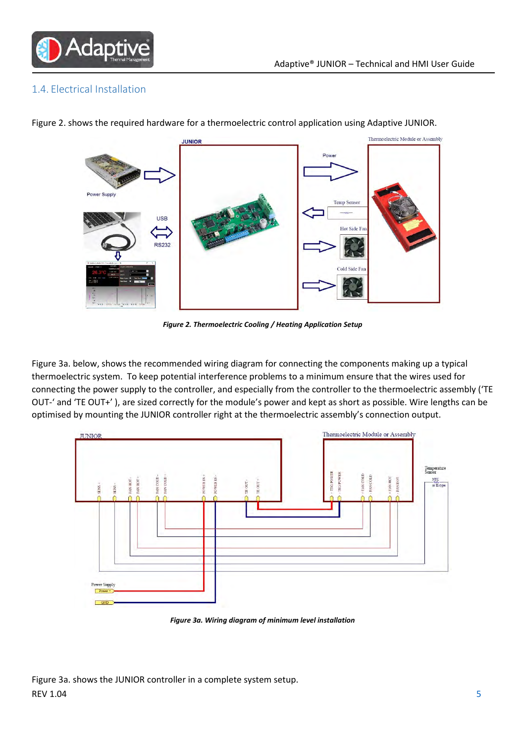## 1.4. Electrical Installation

Figure 2. shows the required hardware for a thermoelectric control application using Adaptive JUNIOR.

*Figure 2. Thermoelectric Cooling / Heating Application Setup*

Figure 3a. below, shows the recommended wiring diagram for connecting the components making up a typical thermoelectric system. To keep potential interference problems to a minimum ensure that the wires used for connecting the power supply to the controller, and especially from the controller to the thermoelectric assembly ('TE OUT-' and 'TE OUT+' ), are sized correctly for the module's power and kept as short as possible. Wire lengths can be optimised by mounting the JUNIOR controller right at the thermoelectric assembly's connection output.

*Figure 3a. Wiring diagram of minimum level installation*

Figure 3a. shows the JUNIOR controller in a complete system setup.

REV 1.04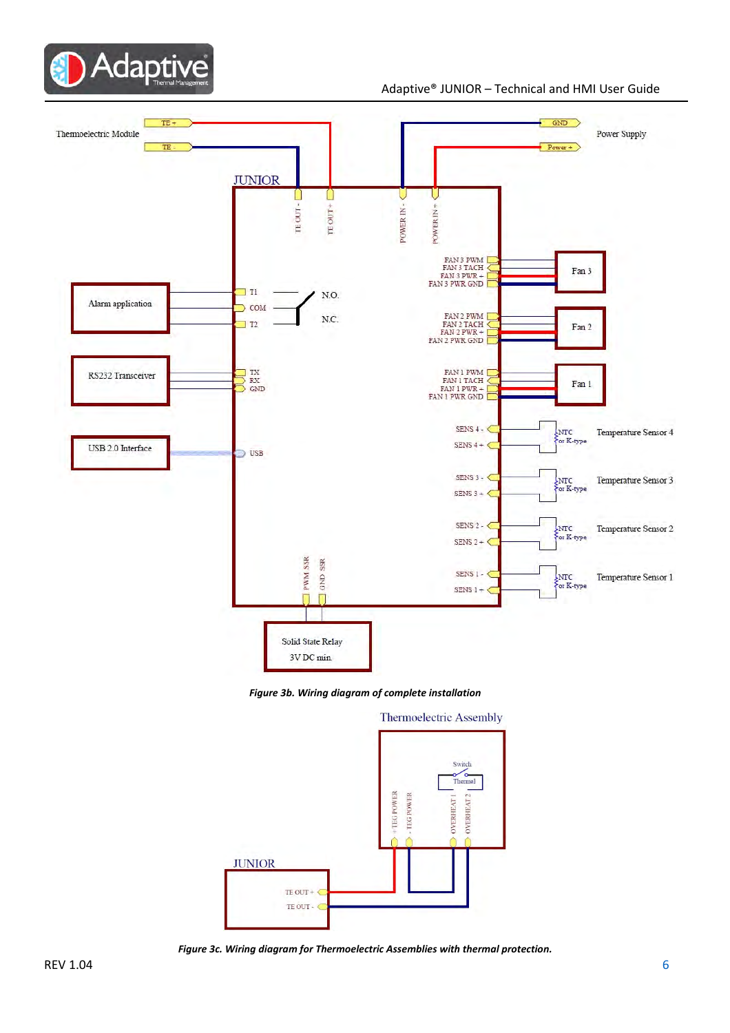Figure 3b. Wiring diagram of complete installation

Figure 3c. Wiring diagram for Thermoelectric Assemblies with thermal protection.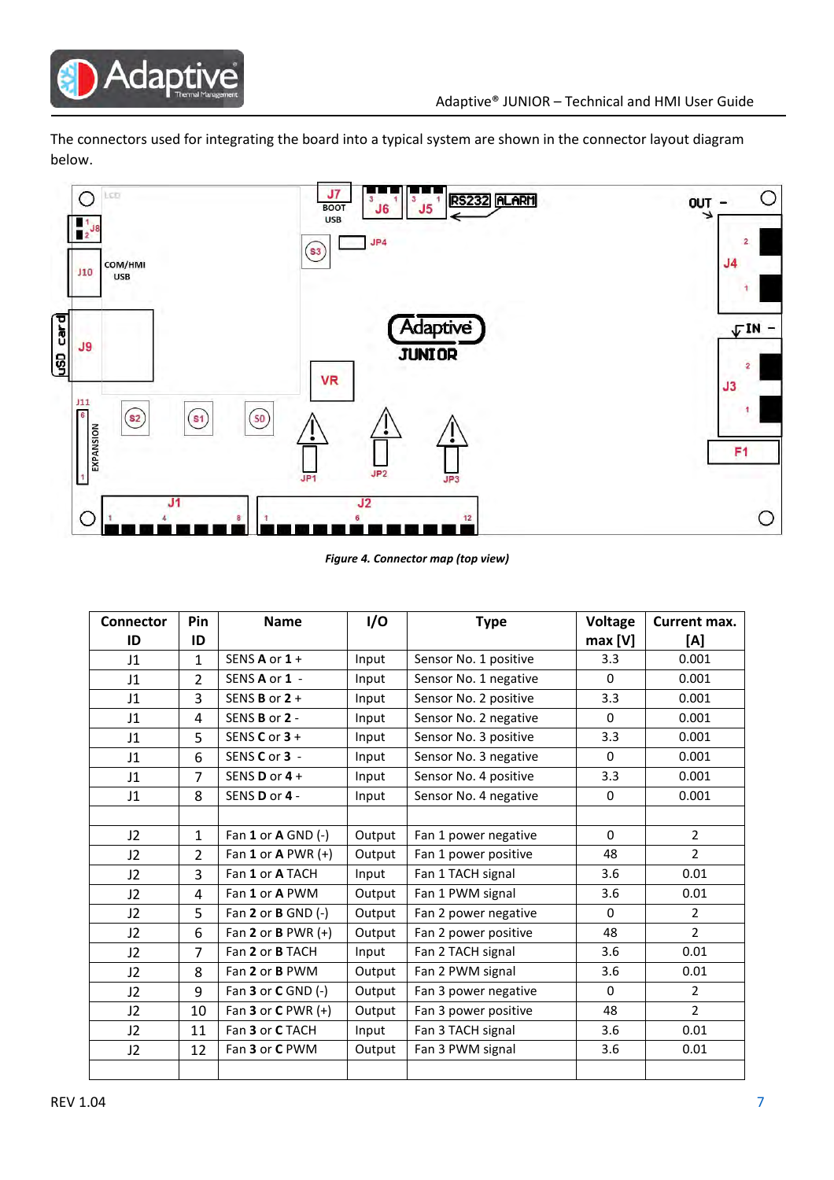The connectors used for integrating the board into a typical system are shown in the connector layout diagram below.

*Figure 4. Connector map (top view)*

| Connector ID | Pin ID | Name | I/O | Type | Voltage max [V] | Current max. [A] |
|---|---|---|---|---|---|---|
| J1 | 1 | SENS **A** or **1** + | Input | Sensor No. 1 positive | 3.3 | 0.001 |
| J1 | 2 | SENS **A** or **1** - | Input | Sensor No. 1 negative | 0 | 0.001 |
| J1 | 3 | SENS **B** or **2** + | Input | Sensor No. 2 positive | 3.3 | 0.001 |
| J1 | 4 | SENS **B** or **2** - | Input | Sensor No. 2 negative | 0 | 0.001 |
| J1 | 5 | SENS **C** or **3** + | Input | Sensor No. 3 positive | 3.3 | 0.001 |
| J1 | 6 | SENS **C** or **3** - | Input | Sensor No. 3 negative | 0 | 0.001 |
| J1 | 7 | SENS **D** or **4** + | Input | Sensor No. 4 positive | 3.3 | 0.001 |
| J1 | 8 | SENS **D** or **4** - | Input | Sensor No. 4 negative | 0 | 0.001 |
| | | | | | | |
| J2 | 1 | Fan **1** or **A** GND (-) | Output | Fan 1 power negative | 0 | 2 |
| J2 | 2 | Fan **1** or **A** PWR (+) | Output | Fan 1 power positive | 48 | 2 |
| J2 | 3 | Fan **1** or **A** TACH | Input | Fan 1 TACH signal | 3.6 | 0.01 |
| J2 | 4 | Fan **1** or **A** PWM | Output | Fan 1 PWM signal | 3.6 | 0.01 |
| J2 | 5 | Fan **2** or **B** GND (-) | Output | Fan 2 power negative | 0 | 2 |
| J2 | 6 | Fan **2** or **B** PWR (+) | Output | Fan 2 power positive | 48 | 2 |
| J2 | 7 | Fan **2** or **B** TACH | Input | Fan 2 TACH signal | 3.6 | 0.01 |
| J2 | 8 | Fan **2** or **B** PWM | Output | Fan 2 PWM signal | 3.6 | 0.01 |
| J2 | 9 | Fan **3** or **C** GND (-) | Output | Fan 3 power negative | 0 | 2 |
| J2 | 10 | Fan **3** or **C** PWR (+) | Output | Fan 3 power positive | 48 | 2 |
| J2 | 11 | Fan **3** or **C** TACH | Input | Fan 3 TACH signal | 3.6 | 0.01 |
| J2 | 12 | Fan **3** or **C** PWM | Output | Fan 3 PWM signal | 3.6 | 0.01 |
| | | | | | | |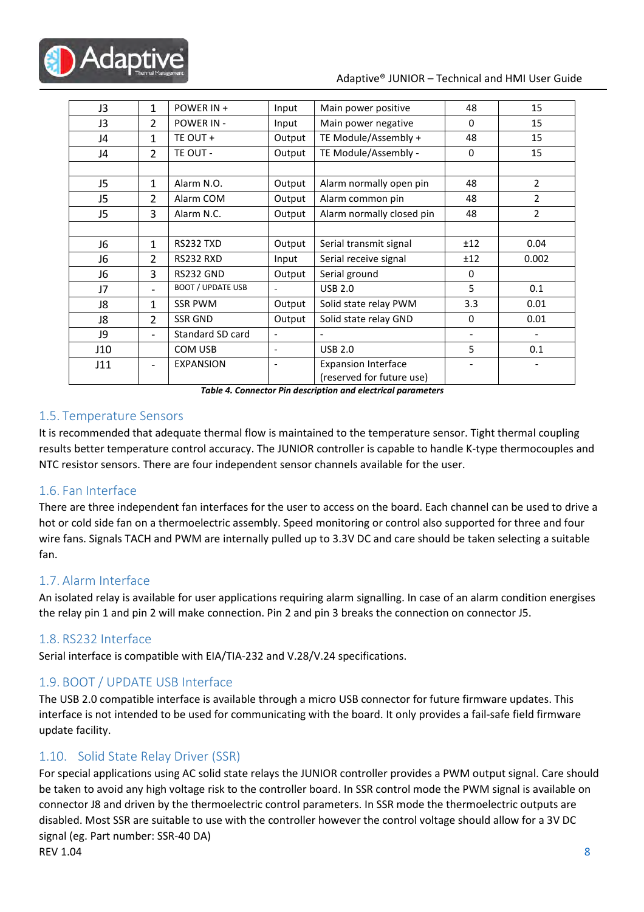| J3 | 1 | POWER IN + | Input | Main power positive | 48 | 15 |
|---|---|---|---|---|---|---|
| J3 | 2 | POWER IN - | Input | Main power negative | 0 | 15 |
| J4 | 1 | TE OUT + | Output | TE Module/Assembly + | 48 | 15 |
| J4 | 2 | TE OUT - | Output | TE Module/Assembly - | 0 | 15 |
| | | | | | | |
| J5 | 1 | Alarm N.O. | Output | Alarm normally open pin | 48 | 2 |
| J5 | 2 | Alarm COM | Output | Alarm common pin | 48 | 2 |
| J5 | 3 | Alarm N.C. | Output | Alarm normally closed pin | 48 | 2 |
| | | | | | | |
| J6 | 1 | RS232 TXD | Output | Serial transmit signal | ±12 | 0.04 |
| J6 | 2 | RS232 RXD | Input | Serial receive signal | ±12 | 0.002 |
| J6 | 3 | RS232 GND | Output | Serial ground | 0 | |
| J7 | - | BOOT / UPDATE USB | - | USB 2.0 | 5 | 0.1 |
| J8 | 1 | SSR PWM | Output | Solid state relay PWM | 3.3 | 0.01 |
| J8 | 2 | SSR GND | Output | Solid state relay GND | 0 | 0.01 |
| J9 | - | Standard SD card | - | - | - | - |
| J10 | | COM USB | - | USB 2.0 | 5 | 0.1 |
| J11 | - | EXPANSION | - | Expansion Interface (reserved for future use) | - | - |

***Table 4. Connector Pin description and electrical parameters***

## 1.5. Temperature Sensors

It is recommended that adequate thermal flow is maintained to the temperature sensor. Tight thermal coupling results better temperature control accuracy. The JUNIOR controller is capable to handle K-type thermocouples and NTC resistor sensors. There are four independent sensor channels available for the user.

## 1.6. Fan Interface

There are three independent fan interfaces for the user to access on the board. Each channel can be used to drive a hot or cold side fan on a thermoelectric assembly. Speed monitoring or control also supported for three and four wire fans. Signals TACH and PWM are internally pulled up to 3.3V DC and care should be taken selecting a suitable fan.

## 1.7. Alarm Interface

An isolated relay is available for user applications requiring alarm signalling. In case of an alarm condition energises the relay pin 1 and pin 2 will make connection. Pin 2 and pin 3 breaks the connection on connector J5.

## 1.8. RS232 Interface

Serial interface is compatible with EIA/TIA-232 and V.28/V.24 specifications.

## 1.9. BOOT / UPDATE USB Interface

The USB 2.0 compatible interface is available through a micro USB connector for future firmware updates. This interface is not intended to be used for communicating with the board. It only provides a fail-safe field firmware update facility.

## 1.10. Solid State Relay Driver (SSR)

For special applications using AC solid state relays the JUNIOR controller provides a PWM output signal. Care should be taken to avoid any high voltage risk to the controller board. In SSR control mode the PWM signal is available on connector J8 and driven by the thermoelectric control parameters. In SSR mode the thermoelectric outputs are disabled. Most SSR are suitable to use with the controller however the control voltage should allow for a 3V DC signal (eg. Part number: SSR-40 DA)

REV 1.04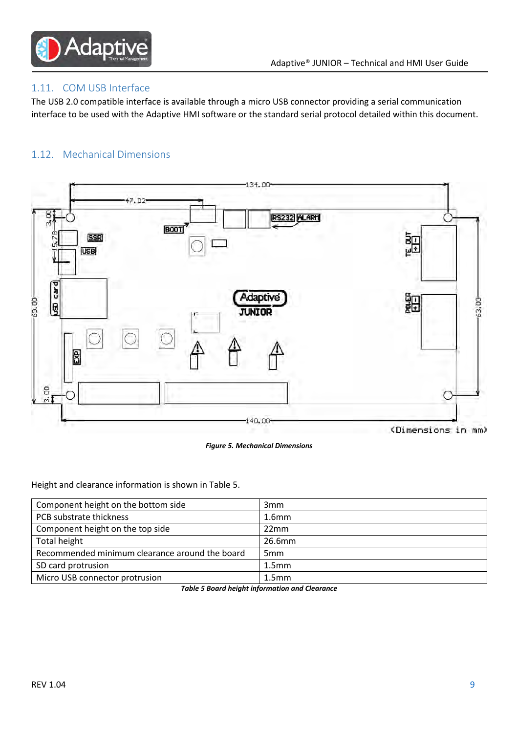## 1.11. COM USB Interface

The USB 2.0 compatible interface is available through a micro USB connector providing a serial communication interface to be used with the Adaptive HMI software or the standard serial protocol detailed within this document.

## 1.12. Mechanical Dimensions

***Figure 5. Mechanical Dimensions***

Height and clearance information is shown in Table 5.

| Component height on the bottom side | 3mm |
|---|---|
| PCB substrate thickness | 1.6mm |
| Component height on the top side | 22mm |
| Total height | 26.6mm |
| Recommended minimum clearance around the board | 5mm |
| SD card protrusion | 1.5mm |
| Micro USB connector protrusion | 1.5mm |

***Table 5 Board height information and Clearance***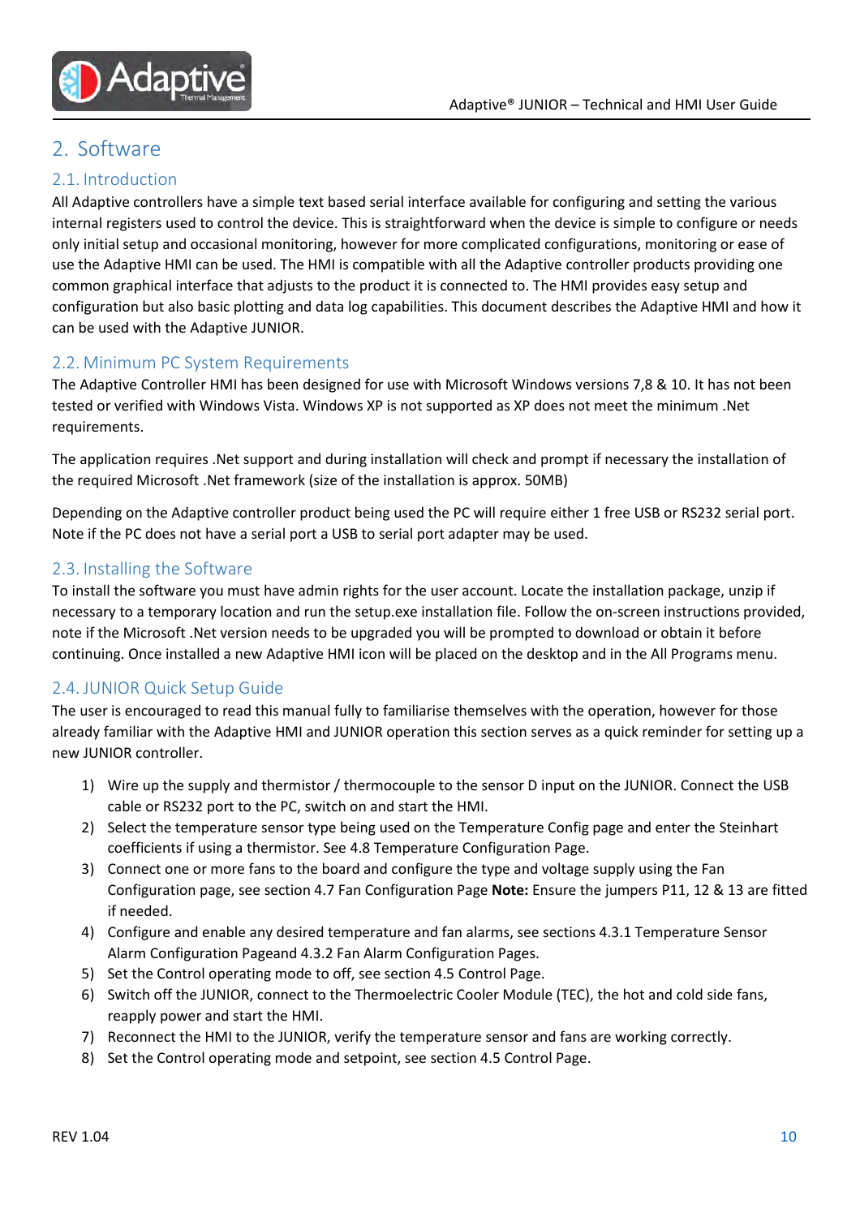# 2. Software

## 2.1. Introduction

All Adaptive controllers have a simple text based serial interface available for configuring and setting the various internal registers used to control the device. This is straightforward when the device is simple to configure or needs only initial setup and occasional monitoring, however for more complicated configurations, monitoring or ease of use the Adaptive HMI can be used. The HMI is compatible with all the Adaptive controller products providing one common graphical interface that adjusts to the product it is connected to. The HMI provides easy setup and configuration but also basic plotting and data log capabilities. This document describes the Adaptive HMI and how it can be used with the Adaptive JUNIOR.

## 2.2. Minimum PC System Requirements

The Adaptive Controller HMI has been designed for use with Microsoft Windows versions 7,8 & 10. It has not been tested or verified with Windows Vista. Windows XP is not supported as XP does not meet the minimum .Net requirements.

The application requires .Net support and during installation will check and prompt if necessary the installation of the required Microsoft .Net framework (size of the installation is approx. 50MB)

Depending on the Adaptive controller product being used the PC will require either 1 free USB or RS232 serial port. Note if the PC does not have a serial port a USB to serial port adapter may be used.

## 2.3. Installing the Software

To install the software you must have admin rights for the user account. Locate the installation package, unzip if necessary to a temporary location and run the setup.exe installation file. Follow the on-screen instructions provided, note if the Microsoft .Net version needs to be upgraded you will be prompted to download or obtain it before continuing. Once installed a new Adaptive HMI icon will be placed on the desktop and in the All Programs menu.

## 2.4. JUNIOR Quick Setup Guide

The user is encouraged to read this manual fully to familiarise themselves with the operation, however for those already familiar with the Adaptive HMI and JUNIOR operation this section serves as a quick reminder for setting up a new JUNIOR controller.

1) Wire up the supply and thermistor / thermocouple to the sensor D input on the JUNIOR. Connect the USB cable or RS232 port to the PC, switch on and start the HMI.
2) Select the temperature sensor type being used on the Temperature Config page and enter the Steinhart coefficients if using a thermistor. See 4.8 Temperature Configuration Page.
3) Connect one or more fans to the board and configure the type and voltage supply using the Fan Configuration page, see section 4.7 Fan Configuration Page **Note:** Ensure the jumpers P11, 12 & 13 are fitted if needed.
4) Configure and enable any desired temperature and fan alarms, see sections 4.3.1 Temperature Sensor Alarm Configuration Pageand 4.3.2 Fan Alarm Configuration Pages.
5) Set the Control operating mode to off, see section 4.5 Control Page.
6) Switch off the JUNIOR, connect to the Thermoelectric Cooler Module (TEC), the hot and cold side fans, reapply power and start the HMI.
7) Reconnect the HMI to the JUNIOR, verify the temperature sensor and fans are working correctly.
8) Set the Control operating mode and setpoint, see section 4.5 Control Page.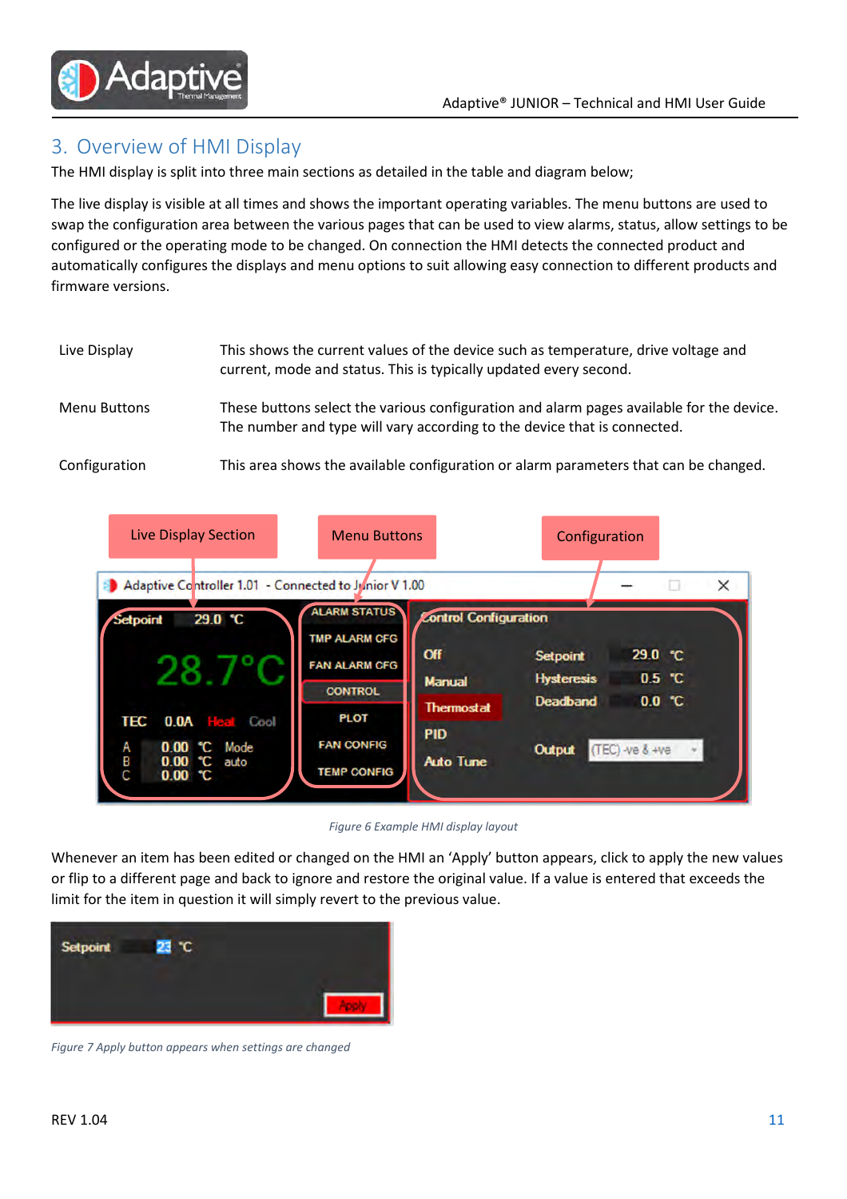## 3. Overview of HMI Display

The HMI display is split into three main sections as detailed in the table and diagram below;

The live display is visible at all times and shows the important operating variables. The menu buttons are used to swap the configuration area between the various pages that can be used to view alarms, status, allow settings to be configured or the operating mode to be changed. On connection the HMI detects the connected product and automatically configures the displays and menu options to suit allowing easy connection to different products and firmware versions.

| | |
|---|---|
| Live Display | This shows the current values of the device such as temperature, drive voltage and current, mode and status. This is typically updated every second. |
| Menu Buttons | These buttons select the various configuration and alarm pages available for the device. The number and type will vary according to the device that is connected. |
| Configuration | This area shows the available configuration or alarm parameters that can be changed. |

*Figure 6 Example HMI display layout*

Whenever an item has been edited or changed on the HMI an 'Apply' button appears, click to apply the new values or flip to a different page and back to ignore and restore the original value. If a value is entered that exceeds the limit for the item in question it will simply revert to the previous value.

*Figure 7 Apply button appears when settings are changed*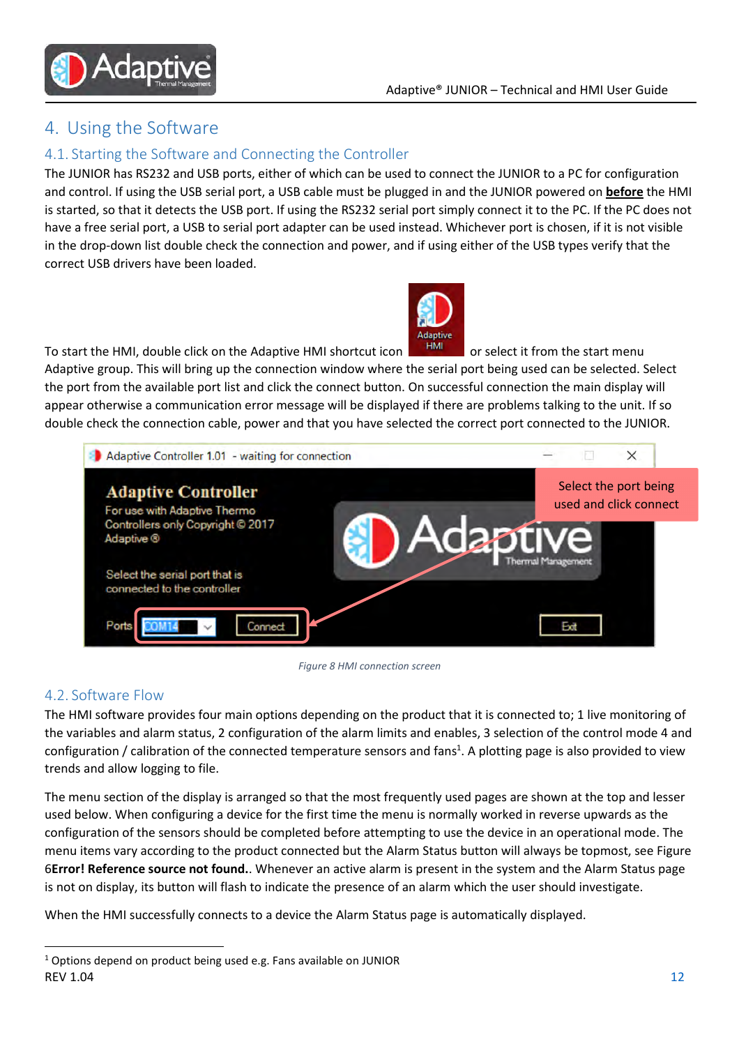# 4. Using the Software

## 4.1. Starting the Software and Connecting the Controller

The JUNIOR has RS232 and USB ports, either of which can be used to connect the JUNIOR to a PC for configuration and control. If using the USB serial port, a USB cable must be plugged in and the JUNIOR powered on **before** the HMI is started, so that it detects the USB port. If using the RS232 serial port simply connect it to the PC. If the PC does not have a free serial port, a USB to serial port adapter can be used instead. Whichever port is chosen, if it is not visible in the drop-down list double check the connection and power, and if using either of the USB types verify that the correct USB drivers have been loaded.

To start the HMI, double click on the Adaptive HMI shortcut icon or select it from the start menu Adaptive group. This will bring up the connection window where the serial port being used can be selected. Select the port from the available port list and click the connect button. On successful connection the main display will appear otherwise a communication error message will be displayed if there are problems talking to the unit. If so double check the connection cable, power and that you have selected the correct port connected to the JUNIOR.

*Figure 8 HMI connection screen*

## 4.2. Software Flow

The HMI software provides four main options depending on the product that it is connected to; 1 live monitoring of the variables and alarm status, 2 configuration of the alarm limits and enables, 3 selection of the control mode 4 and configuration / calibration of the connected temperature sensors and fans[1]. A plotting page is also provided to view trends and allow logging to file.

The menu section of the display is arranged so that the most frequently used pages are shown at the top and lesser used below. When configuring a device for the first time the menu is normally worked in reverse upwards as the configuration of the sensors should be completed before attempting to use the device in an operational mode. The menu items vary according to the product connected but the Alarm Status button will always be topmost, see Figure 6**Error! Reference source not found.**. Whenever an active alarm is present in the system and the Alarm Status page is not on display, its button will flash to indicate the presence of an alarm which the user should investigate.

When the HMI successfully connects to a device the Alarm Status page is automatically displayed.

[1] Options depend on product being used e.g. Fans available on JUNIOR

REV 1.04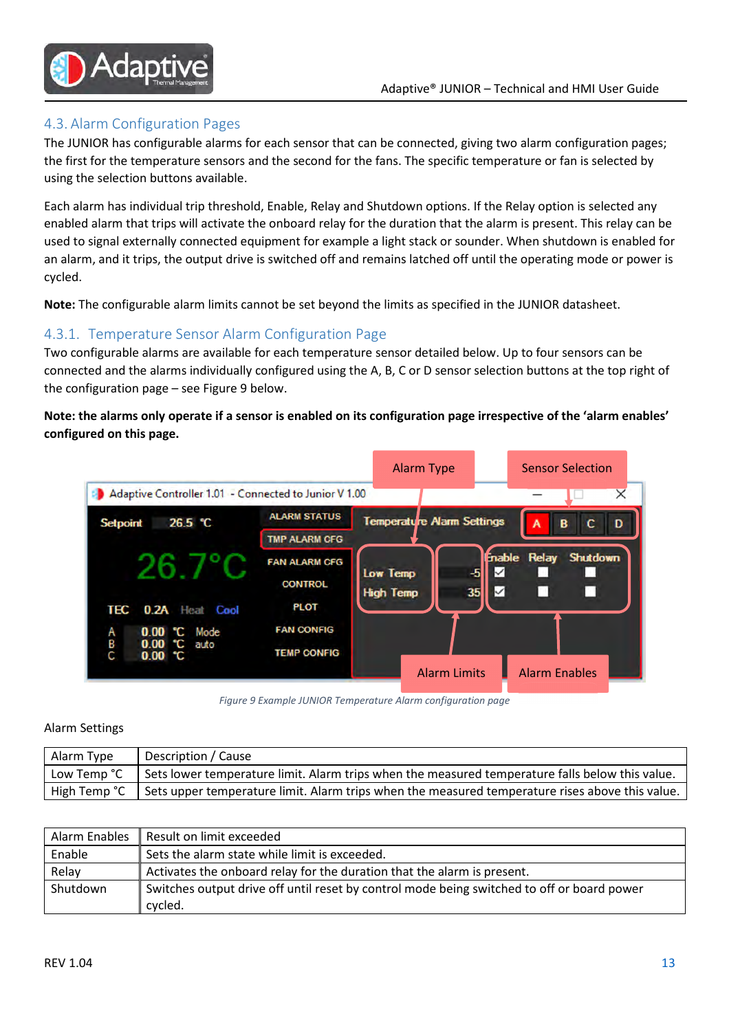## 4.3. Alarm Configuration Pages

The JUNIOR has configurable alarms for each sensor that can be connected, giving two alarm configuration pages; the first for the temperature sensors and the second for the fans. The specific temperature or fan is selected by using the selection buttons available.

Each alarm has individual trip threshold, Enable, Relay and Shutdown options. If the Relay option is selected any enabled alarm that trips will activate the onboard relay for the duration that the alarm is present. This relay can be used to signal externally connected equipment for example a light stack or sounder. When shutdown is enabled for an alarm, and it trips, the output drive is switched off and remains latched off until the operating mode or power is cycled.

**Note:** The configurable alarm limits cannot be set beyond the limits as specified in the JUNIOR datasheet.

### 4.3.1. Temperature Sensor Alarm Configuration Page

Two configurable alarms are available for each temperature sensor detailed below. Up to four sensors can be connected and the alarms individually configured using the A, B, C or D sensor selection buttons at the top right of the configuration page – see Figure 9 below.

**Note: the alarms only operate if a sensor is enabled on its configuration page irrespective of the 'alarm enables' configured on this page.**

*Figure 9 Example JUNIOR Temperature Alarm configuration page*

Alarm Settings

| Alarm Type | Description / Cause |
|---|---|
| Low Temp °C | Sets lower temperature limit. Alarm trips when the measured temperature falls below this value. |
| High Temp °C | Sets upper temperature limit. Alarm trips when the measured temperature rises above this value. |

| Alarm Enables | Result on limit exceeded |
|---|---|
| Enable | Sets the alarm state while limit is exceeded. |
| Relay | Activates the onboard relay for the duration that the alarm is present. |
| Shutdown | Switches output drive off until reset by control mode being switched to off or board power cycled. |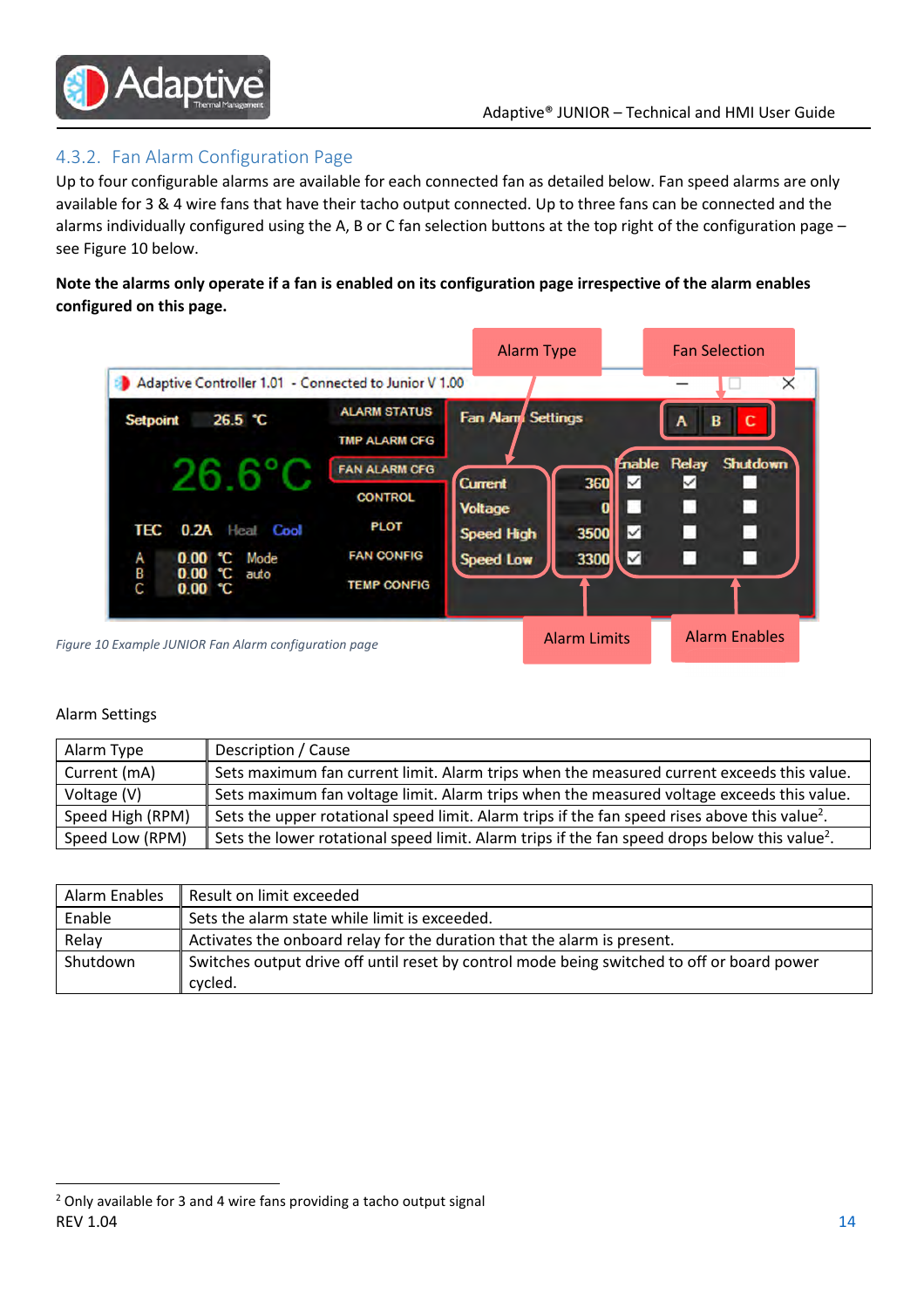### 4.3.2. Fan Alarm Configuration Page

Up to four configurable alarms are available for each connected fan as detailed below. Fan speed alarms are only available for 3 & 4 wire fans that have their tacho output connected. Up to three fans can be connected and the alarms individually configured using the A, B or C fan selection buttons at the top right of the configuration page – see Figure 10 below.

**Note the alarms only operate if a fan is enabled on its configuration page irrespective of the alarm enables configured on this page.**

*Figure 10 Example JUNIOR Fan Alarm configuration page*

Alarm Settings

| Alarm Type | Description / Cause |
|---|---|
| Current (mA) | Sets maximum fan current limit. Alarm trips when the measured current exceeds this value. |
| Voltage (V) | Sets maximum fan voltage limit. Alarm trips when the measured voltage exceeds this value. |
| Speed High (RPM) | Sets the upper rotational speed limit. Alarm trips if the fan speed rises above this value[2]. |
| Speed Low (RPM) | Sets the lower rotational speed limit. Alarm trips if the fan speed drops below this value[2]. |

| Alarm Enables | Result on limit exceeded |
|---|---|
| Enable | Sets the alarm state while limit is exceeded. |
| Relay | Activates the onboard relay for the duration that the alarm is present. |
| Shutdown | Switches output drive off until reset by control mode being switched to off or board power cycled. |

[2] Only available for 3 and 4 wire fans providing a tacho output signal

REV 1.04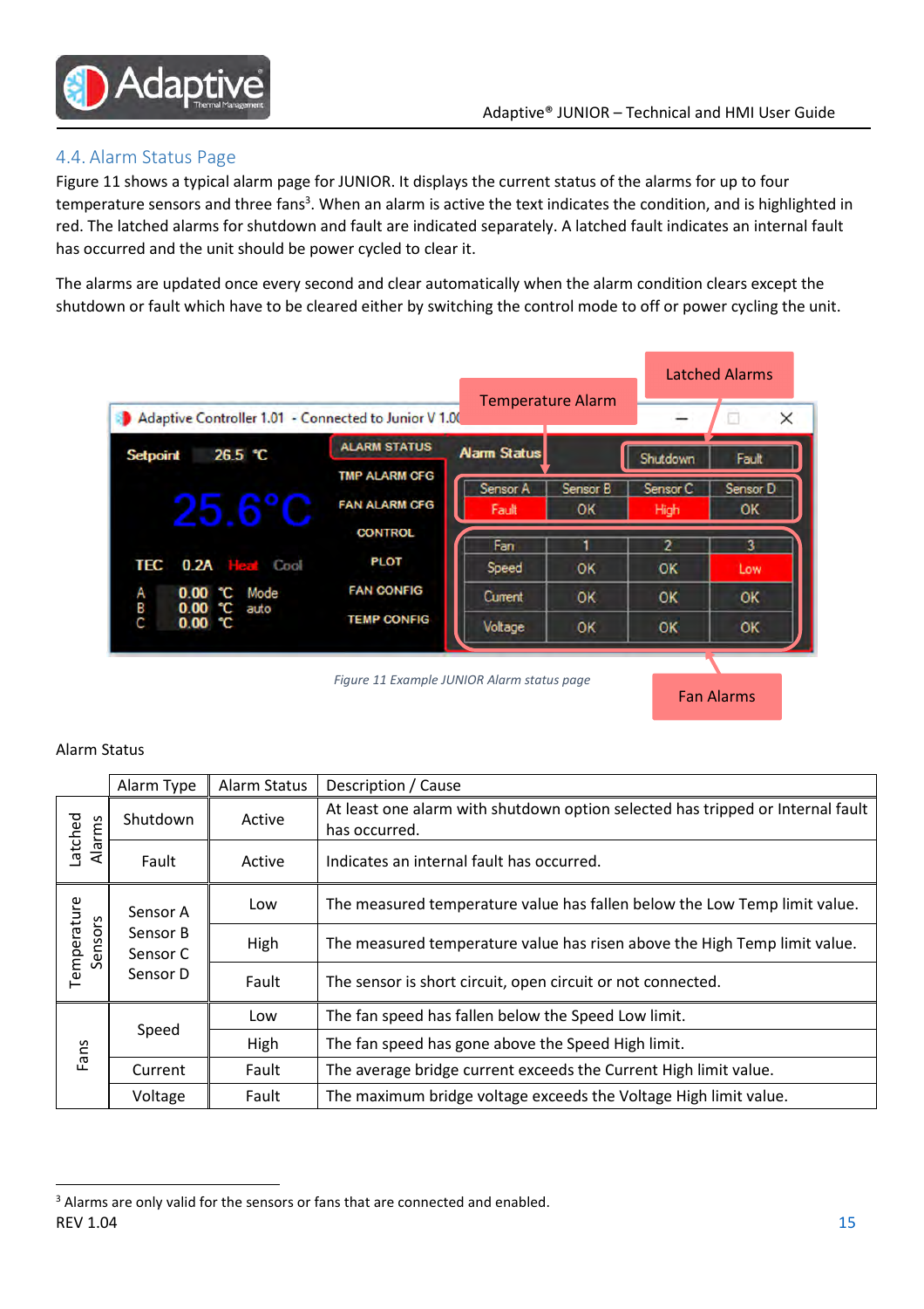## 4.4. Alarm Status Page

Figure 11 shows a typical alarm page for JUNIOR. It displays the current status of the alarms for up to four temperature sensors and three fans[3]. When an alarm is active the text indicates the condition, and is highlighted in red. The latched alarms for shutdown and fault are indicated separately. A latched fault indicates an internal fault has occurred and the unit should be power cycled to clear it.

The alarms are updated once every second and clear automatically when the alarm condition clears except the shutdown or fault which have to be cleared either by switching the control mode to off or power cycling the unit.

*Figure 11 Example JUNIOR Alarm status page*

Alarm Status

| | Alarm Type | Alarm Status | Description / Cause |
|---|---|---|---|
| Latched Alarms | Shutdown | Active | At least one alarm with shutdown option selected has tripped or Internal fault has occurred. |
| | Fault | Active | Indicates an internal fault has occurred. |
| Temperature Sensors | Sensor A Sensor B Sensor C Sensor D | Low | The measured temperature value has fallen below the Low Temp limit value. |
| | | High | The measured temperature value has risen above the High Temp limit value. |
| | | Fault | The sensor is short circuit, open circuit or not connected. |
| Fans | Speed | Low | The fan speed has fallen below the Speed Low limit. |
| | | High | The fan speed has gone above the Speed High limit. |
| | Current | Fault | The average bridge current exceeds the Current High limit value. |
| | Voltage | Fault | The maximum bridge voltage exceeds the Voltage High limit value. |

[3] Alarms are only valid for the sensors or fans that are connected and enabled.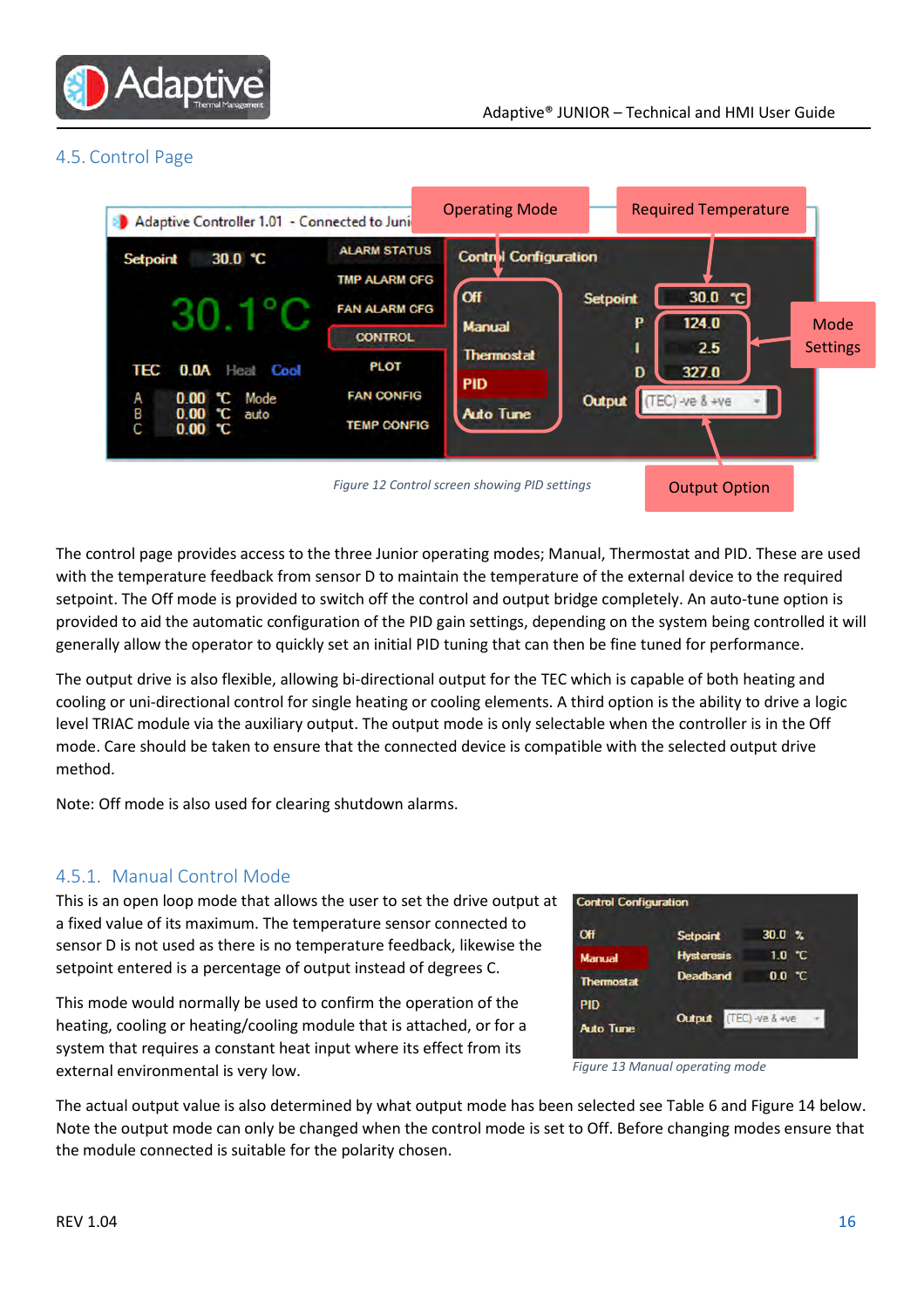## 4.5. Control Page

Figure 12 Control screen showing PID settings

The control page provides access to the three Junior operating modes; Manual, Thermostat and PID. These are used with the temperature feedback from sensor D to maintain the temperature of the external device to the required setpoint. The Off mode is provided to switch off the control and output bridge completely. An auto-tune option is provided to aid the automatic configuration of the PID gain settings, depending on the system being controlled it will generally allow the operator to quickly set an initial PID tuning that can then be fine tuned for performance.

The output drive is also flexible, allowing bi-directional output for the TEC which is capable of both heating and cooling or uni-directional control for single heating or cooling elements. A third option is the ability to drive a logic level TRIAC module via the auxiliary output. The output mode is only selectable when the controller is in the Off mode. Care should be taken to ensure that the connected device is compatible with the selected output drive method.

Note: Off mode is also used for clearing shutdown alarms.

### 4.5.1. Manual Control Mode

This is an open loop mode that allows the user to set the drive output at a fixed value of its maximum. The temperature sensor connected to sensor D is not used as there is no temperature feedback, likewise the setpoint entered is a percentage of output instead of degrees C.

This mode would normally be used to confirm the operation of the heating, cooling or heating/cooling module that is attached, or for a system that requires a constant heat input where its effect from its external environmental is very low.

Figure 13 Manual operating mode

The actual output value is also determined by what output mode has been selected see Table 6 and Figure 14 below. Note the output mode can only be changed when the control mode is set to Off. Before changing modes ensure that the module connected is suitable for the polarity chosen.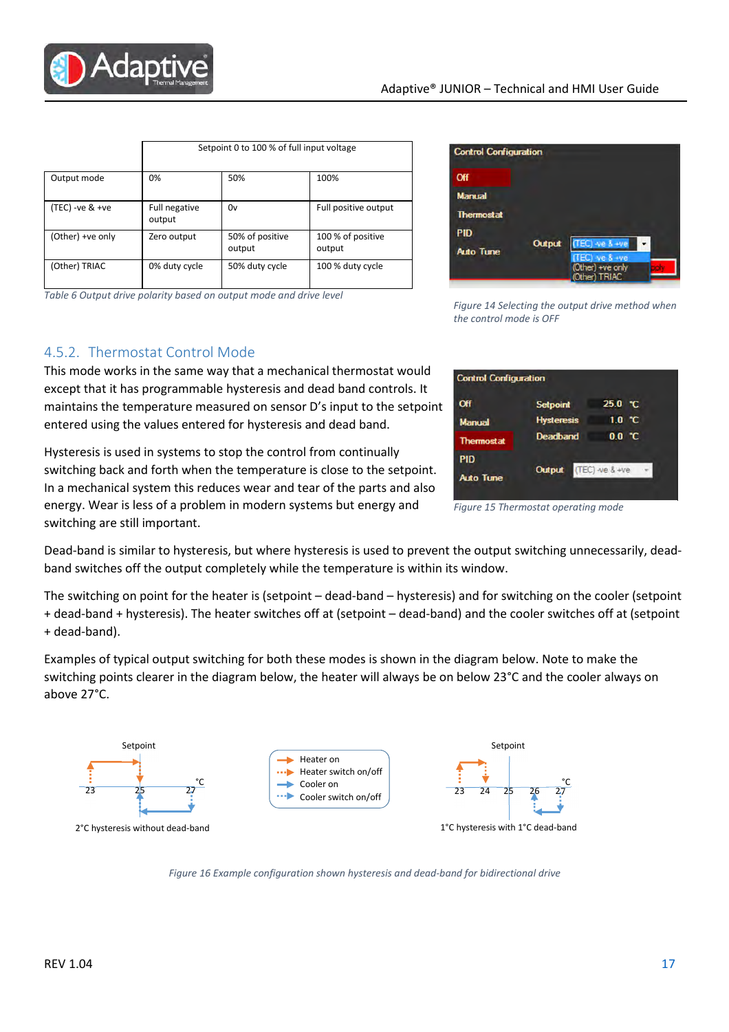|  | Setpoint 0 to 100 % of full input voltage | | |
|---|---|---|---|
| Output mode | 0% | 50% | 100% |
| (TEC) -ve & +ve | Full negative output | 0v | Full positive output |
| (Other) +ve only | Zero output | 50% of positive output | 100 % of positive output |
| (Other) TRIAC | 0% duty cycle | 50% duty cycle | 100 % duty cycle |

*Table 6 Output drive polarity based on output mode and drive level*

*Figure 14 Selecting the output drive method when the control mode is OFF*

### 4.5.2. Thermostat Control Mode

This mode works in the same way that a mechanical thermostat would except that it has programmable hysteresis and dead band controls. It maintains the temperature measured on sensor D's input to the setpoint entered using the values entered for hysteresis and dead band.

Hysteresis is used in systems to stop the control from continually switching back and forth when the temperature is close to the setpoint. In a mechanical system this reduces wear and tear of the parts and also energy. Wear is less of a problem in modern systems but energy and switching are still important.

*Figure 15 Thermostat operating mode*

Dead-band is similar to hysteresis, but where hysteresis is used to prevent the output switching unnecessarily, dead-band switches off the output completely while the temperature is within its window.

The switching on point for the heater is (setpoint – dead-band – hysteresis) and for switching on the cooler (setpoint + dead-band + hysteresis). The heater switches off at (setpoint – dead-band) and the cooler switches off at (setpoint + dead-band).

Examples of typical output switching for both these modes is shown in the diagram below. Note to make the switching points clearer in the diagram below, the heater will always be on below 23°C and the cooler always on above 27°C.

*Figure 16 Example configuration shown hysteresis and dead-band for bidirectional drive*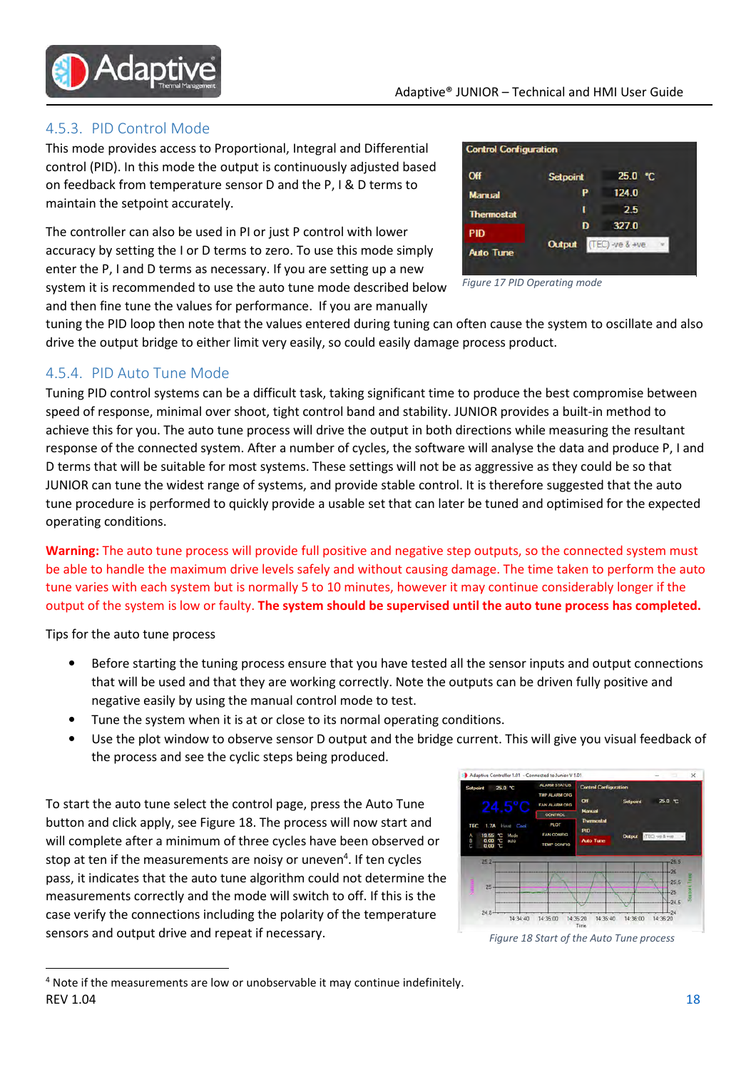### 4.5.3. PID Control Mode

This mode provides access to Proportional, Integral and Differential control (PID). In this mode the output is continuously adjusted based on feedback from temperature sensor D and the P, I & D terms to maintain the setpoint accurately.

The controller can also be used in PI or just P control with lower accuracy by setting the I or D terms to zero. To use this mode simply enter the P, I and D terms as necessary. If you are setting up a new system it is recommended to use the auto tune mode described below and then fine tune the values for performance. If you are manually tuning the PID loop then note that the values entered during tuning can often cause the system to oscillate and also drive the output bridge to either limit very easily, so could easily damage process product.

*Figure 17 PID Operating mode*

### 4.5.4. PID Auto Tune Mode

Tuning PID control systems can be a difficult task, taking significant time to produce the best compromise between speed of response, minimal over shoot, tight control band and stability. JUNIOR provides a built-in method to achieve this for you. The auto tune process will drive the output in both directions while measuring the resultant response of the connected system. After a number of cycles, the software will analyse the data and produce P, I and D terms that will be suitable for most systems. These settings will not be as aggressive as they could be so that JUNIOR can tune the widest range of systems, and provide stable control. It is therefore suggested that the auto tune procedure is performed to quickly provide a usable set that can later be tuned and optimised for the expected operating conditions.

**Warning:** The auto tune process will provide full positive and negative step outputs, so the connected system must be able to handle the maximum drive levels safely and without causing damage. The time taken to perform the auto tune varies with each system but is normally 5 to 10 minutes, however it may continue considerably longer if the output of the system is low or faulty. **The system should be supervised until the auto tune process has completed.**

Tips for the auto tune process

- Before starting the tuning process ensure that you have tested all the sensor inputs and output connections that will be used and that they are working correctly. Note the outputs can be driven fully positive and negative easily by using the manual control mode to test.
- Tune the system when it is at or close to its normal operating conditions.
- Use the plot window to observe sensor D output and the bridge current. This will give you visual feedback of the process and see the cyclic steps being produced.

To start the auto tune select the control page, press the Auto Tune button and click apply, see Figure 18. The process will now start and will complete after a minimum of three cycles have been observed or stop at ten if the measurements are noisy or uneven[4]. If ten cycles pass, it indicates that the auto tune algorithm could not determine the measurements correctly and the mode will switch to off. If this is the case verify the connections including the polarity of the temperature sensors and output drive and repeat if necessary.

*Figure 18 Start of the Auto Tune process*

[4] Note if the measurements are low or unobservable it may continue indefinitely.

REV 1.04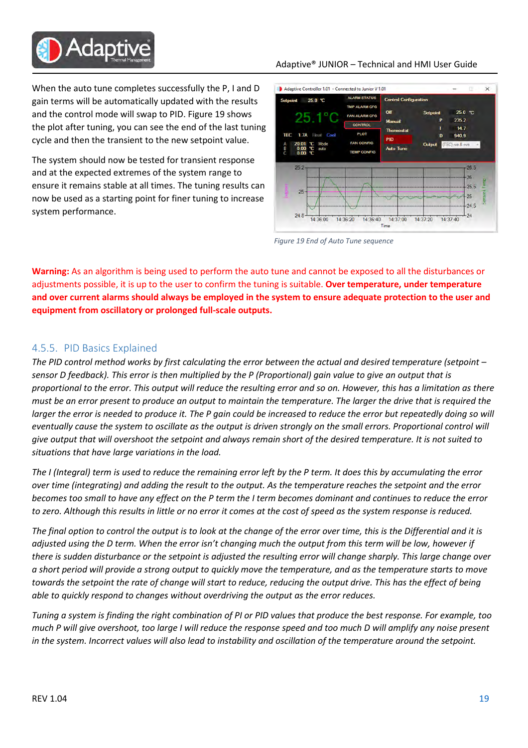When the auto tune completes successfully the P, I and D gain terms will be automatically updated with the results and the control mode will swap to PID. Figure 19 shows the plot after tuning, you can see the end of the last tuning cycle and then the transient to the new setpoint value.

The system should now be tested for transient response and at the expected extremes of the system range to ensure it remains stable at all times. The tuning results can now be used as a starting point for finer tuning to increase system performance.

*Figure 19 End of Auto Tune sequence*

**Warning:** As an algorithm is being used to perform the auto tune and cannot be exposed to all the disturbances or adjustments possible, it is up to the user to confirm the tuning is suitable. **Over temperature, under temperature and over current alarms should always be employed in the system to ensure adequate protection to the user and equipment from oscillatory or prolonged full-scale outputs.**

### 4.5.5. PID Basics Explained

*The PID control method works by first calculating the error between the actual and desired temperature (setpoint – sensor D feedback). This error is then multiplied by the P (Proportional) gain value to give an output that is proportional to the error. This output will reduce the resulting error and so on. However, this has a limitation as there must be an error present to produce an output to maintain the temperature. The larger the drive that is required the larger the error is needed to produce it. The P gain could be increased to reduce the error but repeatedly doing so will eventually cause the system to oscillate as the output is driven strongly on the small errors. Proportional control will give output that will overshoot the setpoint and always remain short of the desired temperature. It is not suited to situations that have large variations in the load.*

*The I (Integral) term is used to reduce the remaining error left by the P term. It does this by accumulating the error over time (integrating) and adding the result to the output. As the temperature reaches the setpoint and the error becomes too small to have any effect on the P term the I term becomes dominant and continues to reduce the error to zero. Although this results in little or no error it comes at the cost of speed as the system response is reduced.*

*The final option to control the output is to look at the change of the error over time, this is the Differential and it is adjusted using the D term. When the error isn't changing much the output from this term will be low, however if there is sudden disturbance or the setpoint is adjusted the resulting error will change sharply. This large change over a short period will provide a strong output to quickly move the temperature, and as the temperature starts to move towards the setpoint the rate of change will start to reduce, reducing the output drive. This has the effect of being able to quickly respond to changes without overdriving the output as the error reduces.*

*Tuning a system is finding the right combination of PI or PID values that produce the best response. For example, too much P will give overshoot, too large I will reduce the response speed and too much D will amplify any noise present in the system. Incorrect values will also lead to instability and oscillation of the temperature around the setpoint.*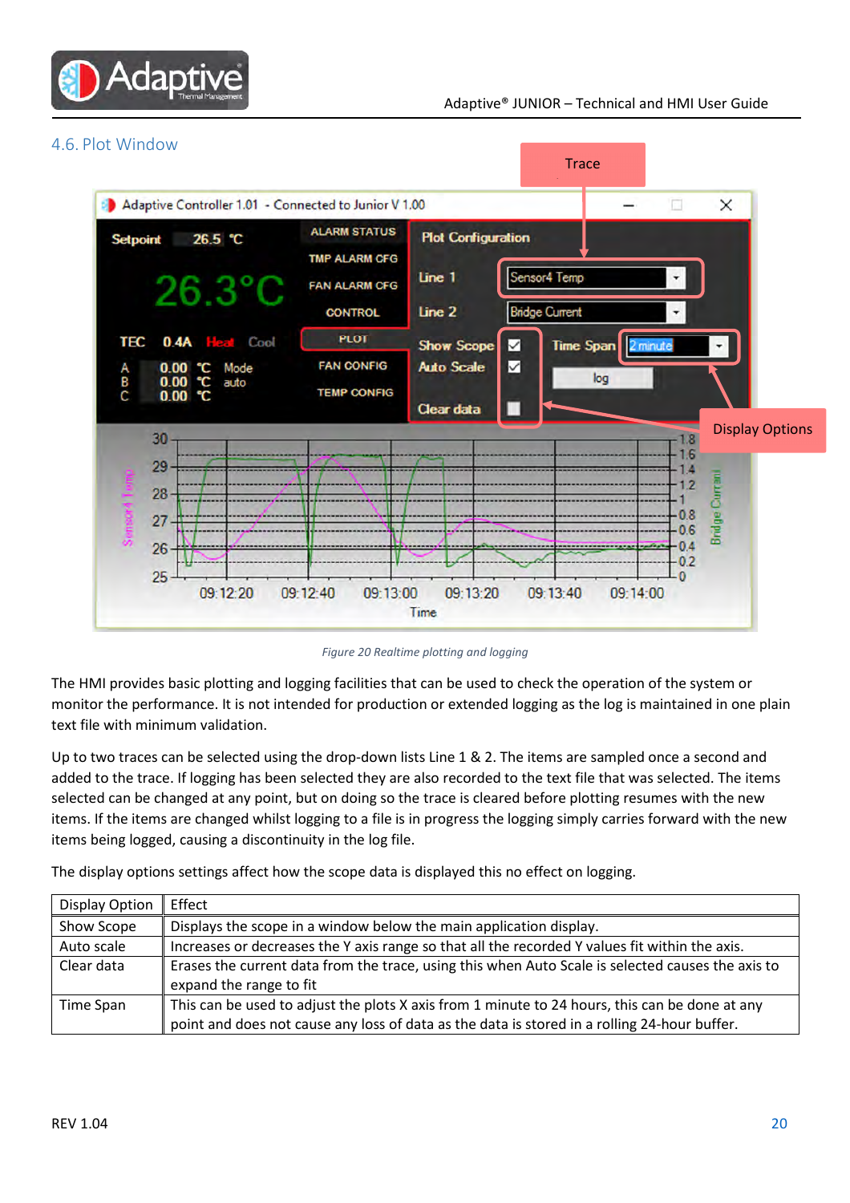## 4.6. Plot Window

*Figure 20 Realtime plotting and logging*

The HMI provides basic plotting and logging facilities that can be used to check the operation of the system or monitor the performance. It is not intended for production or extended logging as the log is maintained in one plain text file with minimum validation.

Up to two traces can be selected using the drop-down lists Line 1 & 2. The items are sampled once a second and added to the trace. If logging has been selected they are also recorded to the text file that was selected. The items selected can be changed at any point, but on doing so the trace is cleared before plotting resumes with the new items. If the items are changed whilst logging to a file is in progress the logging simply carries forward with the new items being logged, causing a discontinuity in the log file.

The display options settings affect how the scope data is displayed this no effect on logging.

| Display Option | Effect |
|---|---|
| Show Scope | Displays the scope in a window below the main application display. |
| Auto scale | Increases or decreases the Y axis range so that all the recorded Y values fit within the axis. |
| Clear data | Erases the current data from the trace, using this when Auto Scale is selected causes the axis to expand the range to fit |
| Time Span | This can be used to adjust the plots X axis from 1 minute to 24 hours, this can be done at any point and does not cause any loss of data as the data is stored in a rolling 24-hour buffer. |

REV 1.04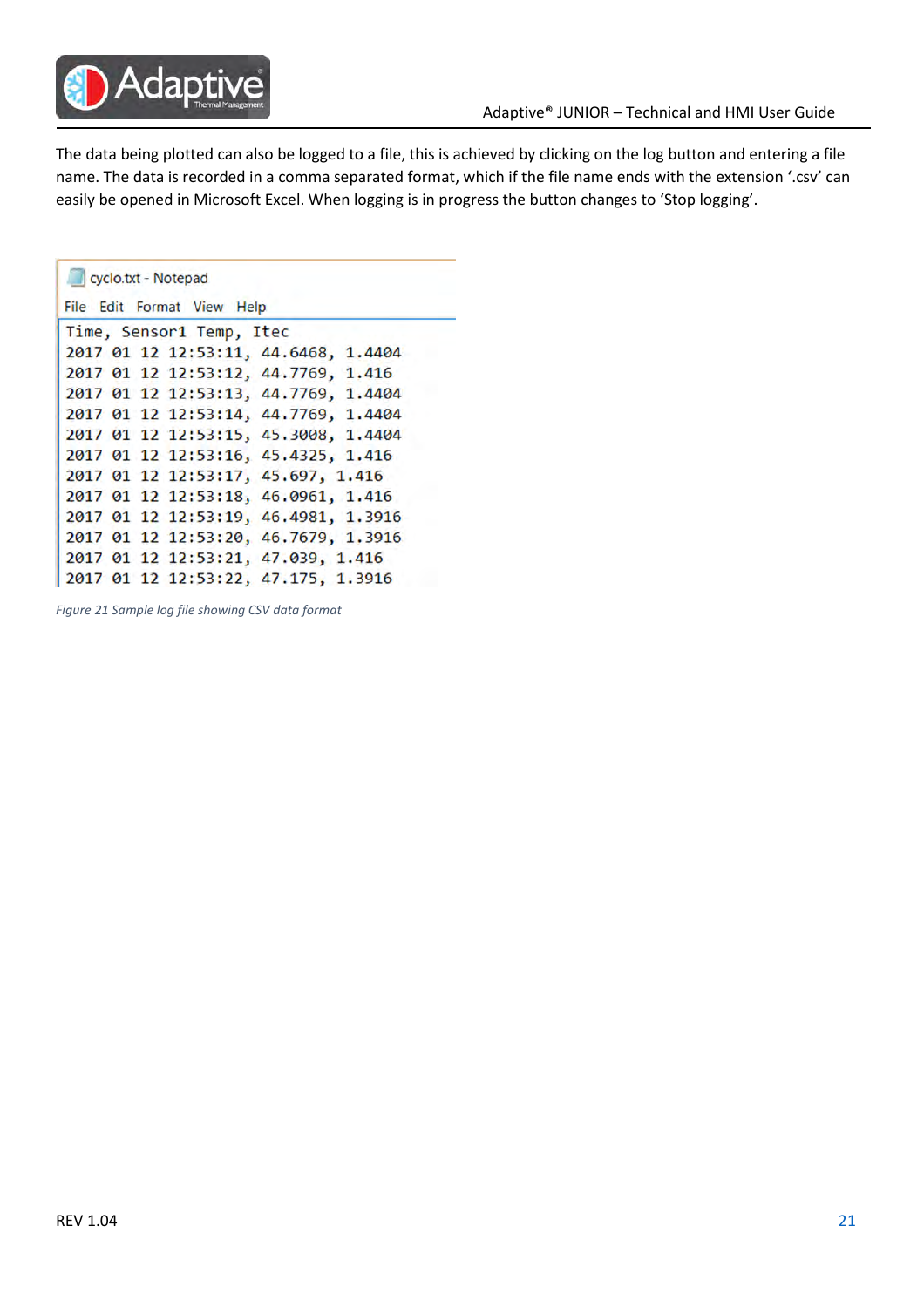The data being plotted can also be logged to a file, this is achieved by clicking on the log button and entering a file name. The data is recorded in a comma separated format, which if the file name ends with the extension '.csv' can easily be opened in Microsoft Excel. When logging is in progress the button changes to 'Stop logging'.

```
cyclo.txt - Notepad
File  Edit  Format  View  Help
Time, Sensor1 Temp, Itec
2017 01 12 12:53:11, 44.6468, 1.4404
2017 01 12 12:53:12, 44.7769, 1.416
2017 01 12 12:53:13, 44.7769, 1.4404
2017 01 12 12:53:14, 44.7769, 1.4404
2017 01 12 12:53:15, 45.3008, 1.4404
2017 01 12 12:53:16, 45.4325, 1.416
2017 01 12 12:53:17, 45.697, 1.416
2017 01 12 12:53:18, 46.0961, 1.416
2017 01 12 12:53:19, 46.4981, 1.3916
2017 01 12 12:53:20, 46.7679, 1.3916
2017 01 12 12:53:21, 47.039, 1.416
2017 01 12 12:53:22, 47.175, 1.3916
```

*Figure 21 Sample log file showing CSV data format*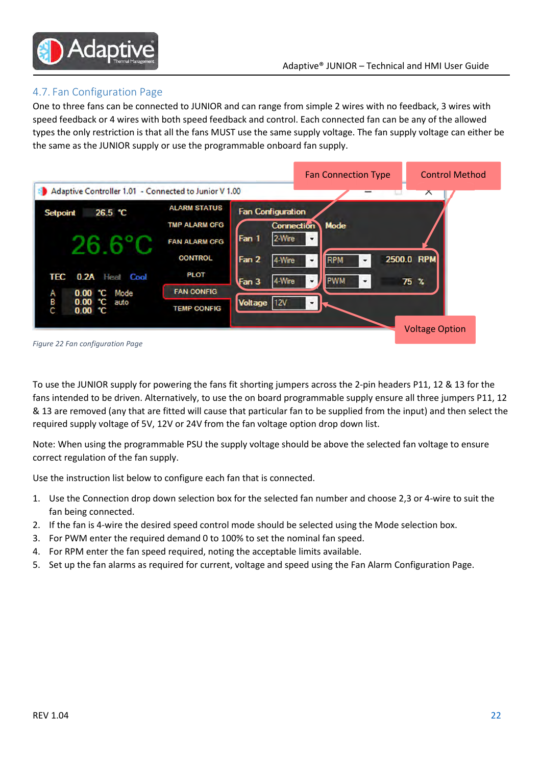## 4.7. Fan Configuration Page

One to three fans can be connected to JUNIOR and can range from simple 2 wires with no feedback, 3 wires with speed feedback or 4 wires with both speed feedback and control. Each connected fan can be any of the allowed types the only restriction is that all the fans MUST use the same supply voltage. The fan supply voltage can either be the same as the JUNIOR supply or use the programmable onboard fan supply.

*Figure 22 Fan configuration Page*

To use the JUNIOR supply for powering the fans fit shorting jumpers across the 2-pin headers P11, 12 & 13 for the fans intended to be driven. Alternatively, to use the on board programmable supply ensure all three jumpers P11, 12 & 13 are removed (any that are fitted will cause that particular fan to be supplied from the input) and then select the required supply voltage of 5V, 12V or 24V from the fan voltage option drop down list.

Note: When using the programmable PSU the supply voltage should be above the selected fan voltage to ensure correct regulation of the fan supply.

Use the instruction list below to configure each fan that is connected.

1. Use the Connection drop down selection box for the selected fan number and choose 2,3 or 4-wire to suit the fan being connected.
2. If the fan is 4-wire the desired speed control mode should be selected using the Mode selection box.
3. For PWM enter the required demand 0 to 100% to set the nominal fan speed.
4. For RPM enter the fan speed required, noting the acceptable limits available.
5. Set up the fan alarms as required for current, voltage and speed using the Fan Alarm Configuration Page.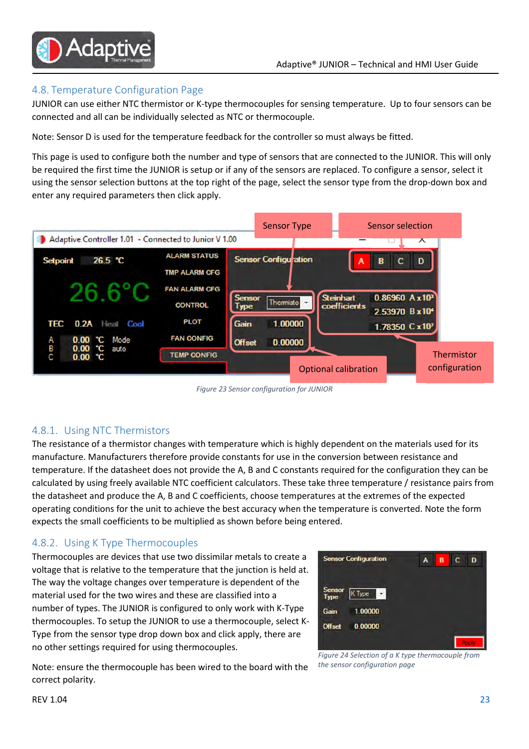## 4.8. Temperature Configuration Page

JUNIOR can use either NTC thermistor or K-type thermocouples for sensing temperature. Up to four sensors can be connected and all can be individually selected as NTC or thermocouple.

Note: Sensor D is used for the temperature feedback for the controller so must always be fitted.

This page is used to configure both the number and type of sensors that are connected to the JUNIOR. This will only be required the first time the JUNIOR is setup or if any of the sensors are replaced. To configure a sensor, select it using the sensor selection buttons at the top right of the page, select the sensor type from the drop-down box and enter any required parameters then click apply.

*Figure 23 Sensor configuration for JUNIOR*

### 4.8.1. Using NTC Thermistors

The resistance of a thermistor changes with temperature which is highly dependent on the materials used for its manufacture. Manufacturers therefore provide constants for use in the conversion between resistance and temperature. If the datasheet does not provide the A, B and C constants required for the configuration they can be calculated by using freely available NTC coefficient calculators. These take three temperature / resistance pairs from the datasheet and produce the A, B and C coefficients, choose temperatures at the extremes of the expected operating conditions for the unit to achieve the best accuracy when the temperature is converted. Note the form expects the small coefficients to be multiplied as shown before being entered.

### 4.8.2. Using K Type Thermocouples

Thermocouples are devices that use two dissimilar metals to create a voltage that is relative to the temperature that the junction is held at. The way the voltage changes over temperature is dependent of the material used for the two wires and these are classified into a number of types. The JUNIOR is configured to only work with K-Type thermocouples. To setup the JUNIOR to use a thermocouple, select K-Type from the sensor type drop down box and click apply, there are no other settings required for using thermocouples.

*Figure 24 Selection of a K type thermocouple from the sensor configuration page*

Note: ensure the thermocouple has been wired to the board with the correct polarity.

REV 1.04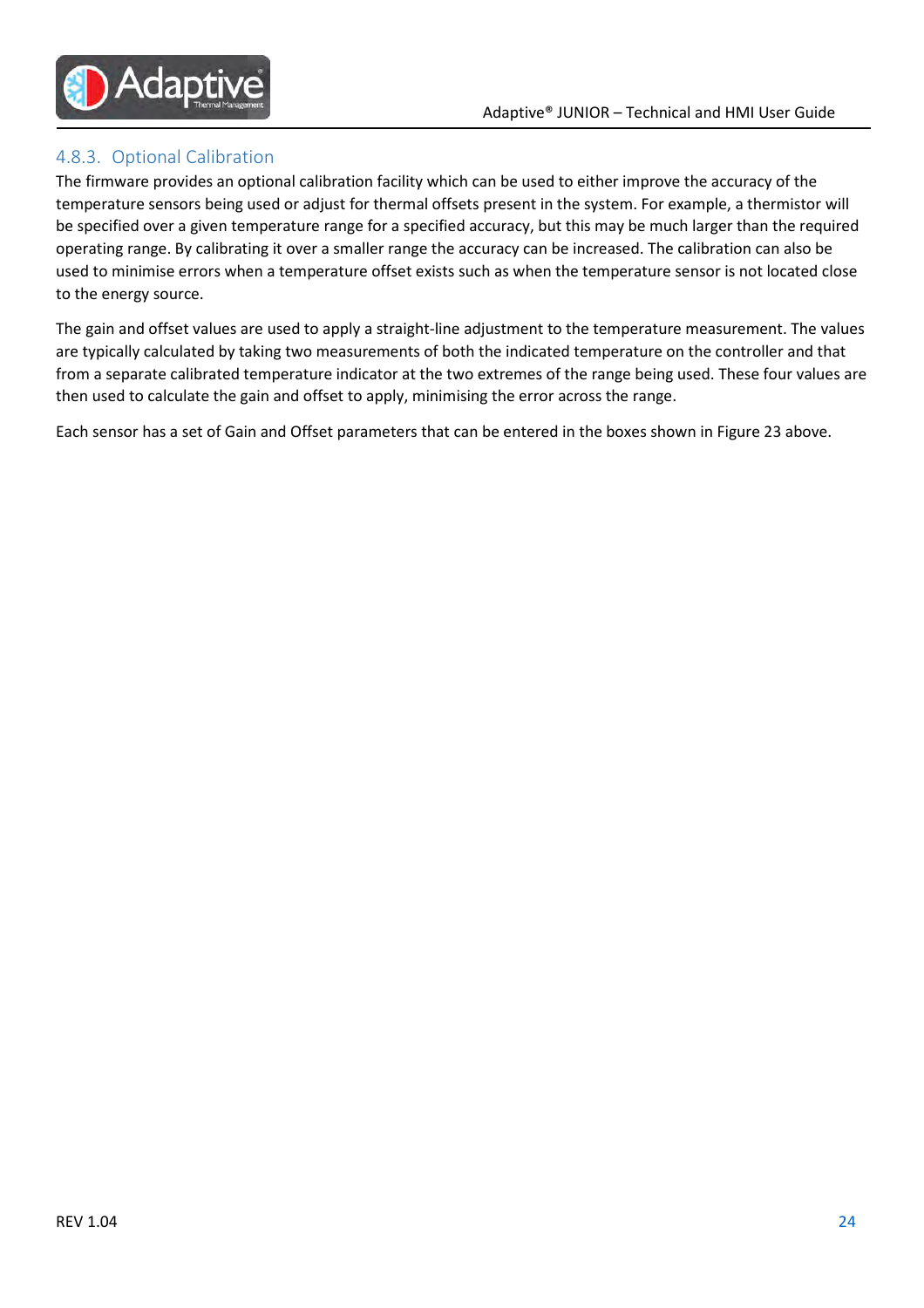### 4.8.3. Optional Calibration

The firmware provides an optional calibration facility which can be used to either improve the accuracy of the temperature sensors being used or adjust for thermal offsets present in the system. For example, a thermistor will be specified over a given temperature range for a specified accuracy, but this may be much larger than the required operating range. By calibrating it over a smaller range the accuracy can be increased. The calibration can also be used to minimise errors when a temperature offset exists such as when the temperature sensor is not located close to the energy source.

The gain and offset values are used to apply a straight-line adjustment to the temperature measurement. The values are typically calculated by taking two measurements of both the indicated temperature on the controller and that from a separate calibrated temperature indicator at the two extremes of the range being used. These four values are then used to calculate the gain and offset to apply, minimising the error across the range.

Each sensor has a set of Gain and Offset parameters that can be entered in the boxes shown in Figure 23 above.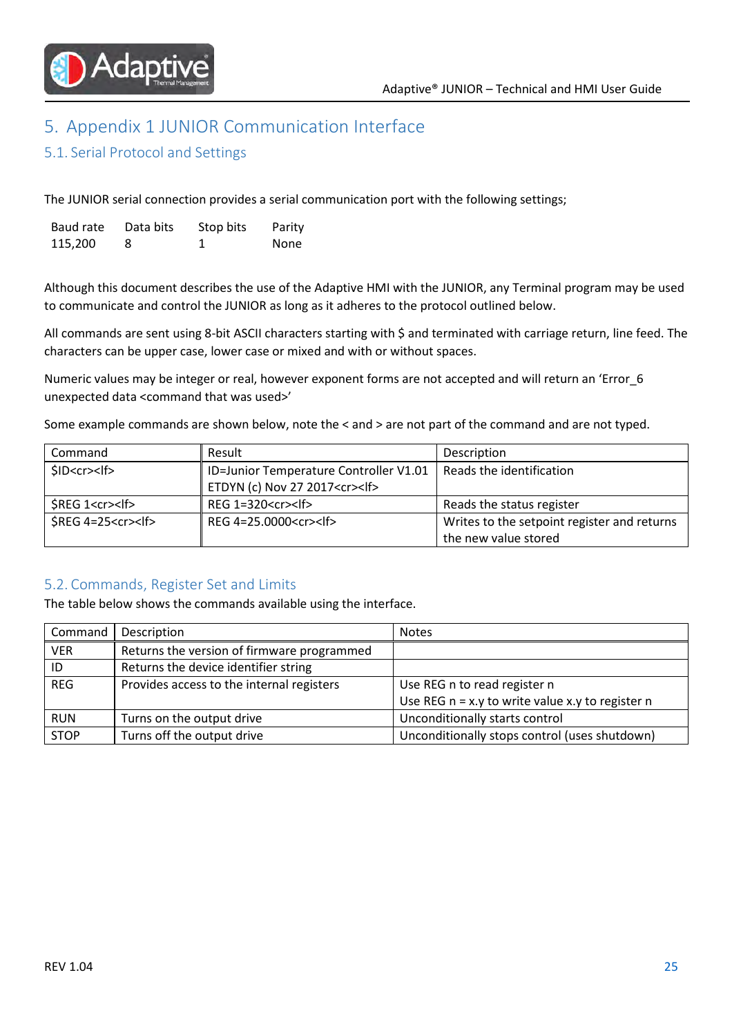# 5. Appendix 1 JUNIOR Communication Interface

## 5.1. Serial Protocol and Settings

The JUNIOR serial connection provides a serial communication port with the following settings;

| Baud rate | Data bits | Stop bits | Parity |
|---|---|---|---|
| 115,200 | 8 | 1 | None |

Although this document describes the use of the Adaptive HMI with the JUNIOR, any Terminal program may be used to communicate and control the JUNIOR as long as it adheres to the protocol outlined below.

All commands are sent using 8-bit ASCII characters starting with $ and terminated with carriage return, line feed. The characters can be upper case, lower case or mixed and with or without spaces.

Numeric values may be integer or real, however exponent forms are not accepted and will return an 'Error_6 unexpected data <command that was used>'

Some example commands are shown below, note the < and > are not part of the command and are not typed.

| Command | Result | Description |
|---|---|---|
| $ID<cr><lf> | ID=Junior Temperature Controller V1.01 ETDYN (c) Nov 27 2017<cr><lf> | Reads the identification |
| $REG 1<cr><lf> | REG 1=320<cr><lf> | Reads the status register |
| $REG 4=25<cr><lf> | REG 4=25.0000<cr><lf> | Writes to the setpoint register and returns the new value stored |

## 5.2. Commands, Register Set and Limits

The table below shows the commands available using the interface.

| Command | Description | Notes |
|---|---|---|
| VER | Returns the version of firmware programmed | |
| ID | Returns the device identifier string | |
| REG | Provides access to the internal registers | Use REG n to read register n<br>Use REG n = x.y to write value x.y to register n |
| RUN | Turns on the output drive | Unconditionally starts control |
| STOP | Turns off the output drive | Unconditionally stops control (uses shutdown) |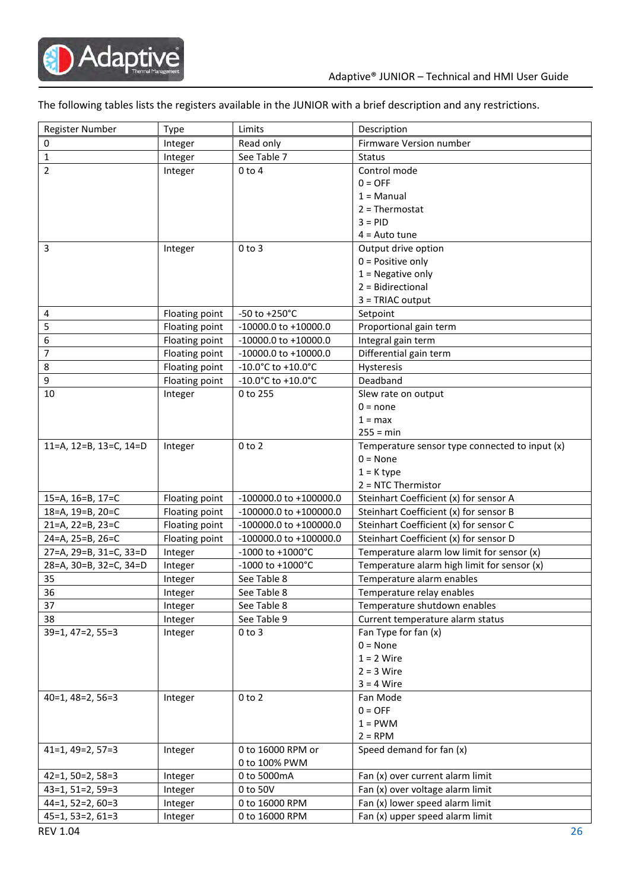The following tables lists the registers available in the JUNIOR with a brief description and any restrictions.

| Register Number | Type | Limits | Description |
|---|---|---|---|
| 0 | Integer | Read only | Firmware Version number |
| 1 | Integer | See Table 7 | Status |
| 2 | Integer | 0 to 4 | Control mode<br>0 = OFF<br>1 = Manual<br>2 = Thermostat<br>3 = PID<br>4 = Auto tune |
| 3 | Integer | 0 to 3 | Output drive option<br>0 = Positive only<br>1 = Negative only<br>2 = Bidirectional<br>3 = TRIAC output |
| 4 | Floating point | -50 to +250°C | Setpoint |
| 5 | Floating point | -10000.0 to +10000.0 | Proportional gain term |
| 6 | Floating point | -10000.0 to +10000.0 | Integral gain term |
| 7 | Floating point | -10000.0 to +10000.0 | Differential gain term |
| 8 | Floating point | -10.0°C to +10.0°C | Hysteresis |
| 9 | Floating point | -10.0°C to +10.0°C | Deadband |
| 10 | Integer | 0 to 255 | Slew rate on output<br>0 = none<br>1 = max<br>255 = min |
| 11=A, 12=B, 13=C, 14=D | Integer | 0 to 2 | Temperature sensor type connected to input (x)<br>0 = None<br>1 = K type<br>2 = NTC Thermistor |
| 15=A, 16=B, 17=C | Floating point | -100000.0 to +100000.0 | Steinhart Coefficient (x) for sensor A |
| 18=A, 19=B, 20=C | Floating point | -100000.0 to +100000.0 | Steinhart Coefficient (x) for sensor B |
| 21=A, 22=B, 23=C | Floating point | -100000.0 to +100000.0 | Steinhart Coefficient (x) for sensor C |
| 24=A, 25=B, 26=C | Floating point | -100000.0 to +100000.0 | Steinhart Coefficient (x) for sensor D |
| 27=A, 29=B, 31=C, 33=D | Integer | -1000 to +1000°C | Temperature alarm low limit for sensor (x) |
| 28=A, 30=B, 32=C, 34=D | Integer | -1000 to +1000°C | Temperature alarm high limit for sensor (x) |
| 35 | Integer | See Table 8 | Temperature alarm enables |
| 36 | Integer | See Table 8 | Temperature relay enables |
| 37 | Integer | See Table 8 | Temperature shutdown enables |
| 38 | Integer | See Table 9 | Current temperature alarm status |
| 39=1, 47=2, 55=3 | Integer | 0 to 3 | Fan Type for fan (x)<br>0 = None<br>1 = 2 Wire<br>2 = 3 Wire<br>3 = 4 Wire |
| 40=1, 48=2, 56=3 | Integer | 0 to 2 | Fan Mode<br>0 = OFF<br>1 = PWM<br>2 = RPM |
| 41=1, 49=2, 57=3 | Integer | 0 to 16000 RPM or<br>0 to 100% PWM | Speed demand for fan (x) |
| 42=1, 50=2, 58=3 | Integer | 0 to 5000mA | Fan (x) over current alarm limit |
| 43=1, 51=2, 59=3 | Integer | 0 to 50V | Fan (x) over voltage alarm limit |
| 44=1, 52=2, 60=3 | Integer | 0 to 16000 RPM | Fan (x) lower speed alarm limit |
| 45=1, 53=2, 61=3 | Integer | 0 to 16000 RPM | Fan (x) upper speed alarm limit |

REV 1.04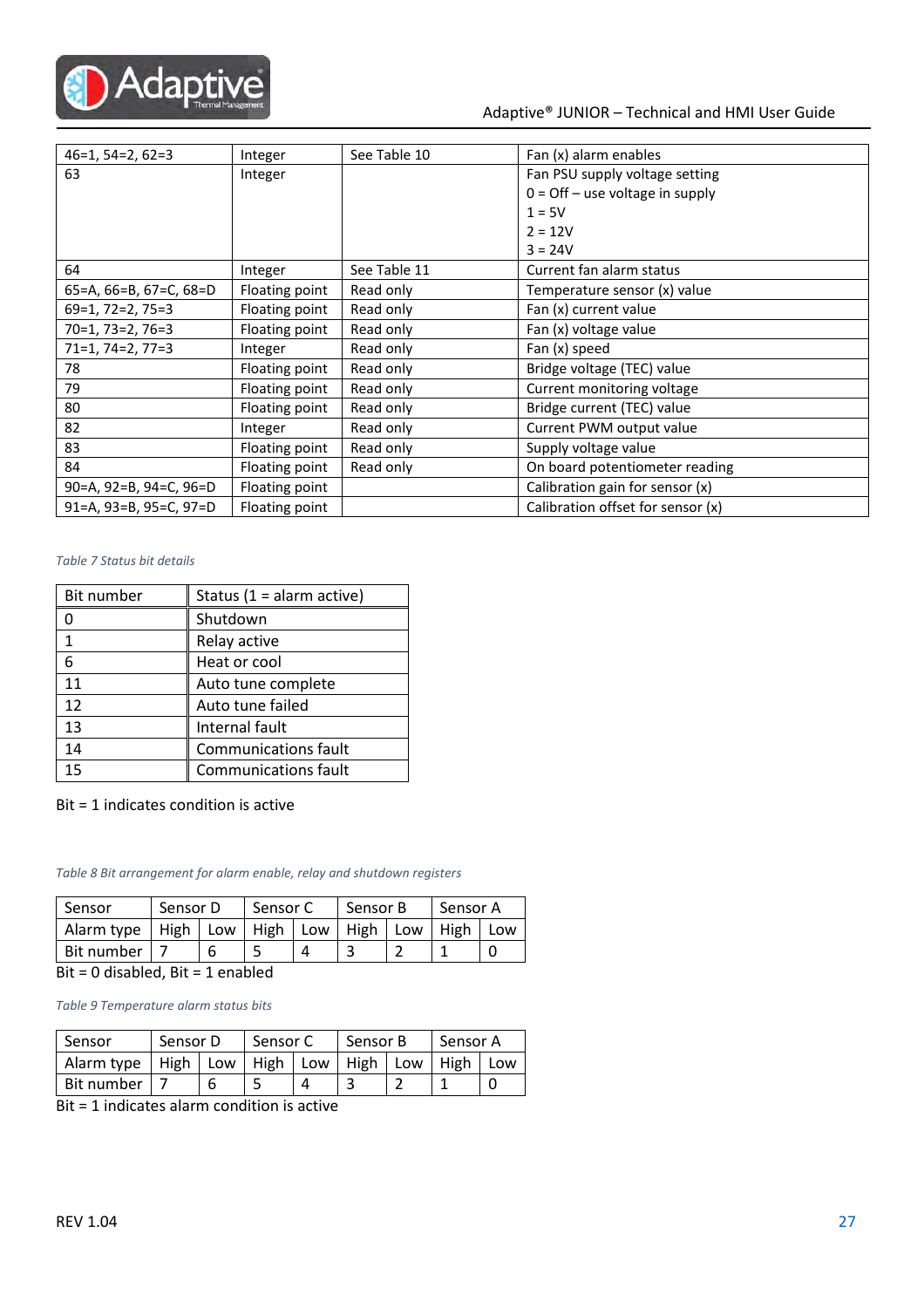| 46=1, 54=2, 62=3 | Integer | See Table 10 | Fan (x) alarm enables |
|---|---|---|---|
| 63 | Integer | | Fan PSU supply voltage setting<br>0 = Off – use voltage in supply<br>1 = 5V<br>2 = 12V<br>3 = 24V |
| 64 | Integer | See Table 11 | Current fan alarm status |
| 65=A, 66=B, 67=C, 68=D | Floating point | Read only | Temperature sensor (x) value |
| 69=1, 72=2, 75=3 | Floating point | Read only | Fan (x) current value |
| 70=1, 73=2, 76=3 | Floating point | Read only | Fan (x) voltage value |
| 71=1, 74=2, 77=3 | Integer | Read only | Fan (x) speed |
| 78 | Floating point | Read only | Bridge voltage (TEC) value |
| 79 | Floating point | Read only | Current monitoring voltage |
| 80 | Floating point | Read only | Bridge current (TEC) value |
| 82 | Integer | Read only | Current PWM output value |
| 83 | Floating point | Read only | Supply voltage value |
| 84 | Floating point | Read only | On board potentiometer reading |
| 90=A, 92=B, 94=C, 96=D | Floating point | | Calibration gain for sensor (x) |
| 91=A, 93=B, 95=C, 97=D | Floating point | | Calibration offset for sensor (x) |

*Table 7 Status bit details*

| Bit number | Status (1 = alarm active) |
|---|---|
| 0 | Shutdown |
| 1 | Relay active |
| 6 | Heat or cool |
| 11 | Auto tune complete |
| 12 | Auto tune failed |
| 13 | Internal fault |
| 14 | Communications fault |
| 15 | Communications fault |

Bit = 1 indicates condition is active

*Table 8 Bit arrangement for alarm enable, relay and shutdown registers*

| Sensor | Sensor D | | Sensor C | | Sensor B | | Sensor A | |
|---|---|---|---|---|---|---|---|---|
| Alarm type | High | Low | High | Low | High | Low | High | Low |
| Bit number | 7 | 6 | 5 | 4 | 3 | 2 | 1 | 0 |

Bit = 0 disabled, Bit = 1 enabled

*Table 9 Temperature alarm status bits*

| Sensor | Sensor D | | Sensor C | | Sensor B | | Sensor A | |
|---|---|---|---|---|---|---|---|---|
| Alarm type | High | Low | High | Low | High | Low | High | Low |
| Bit number | 7 | 6 | 5 | 4 | 3 | 2 | 1 | 0 |

Bit = 1 indicates alarm condition is active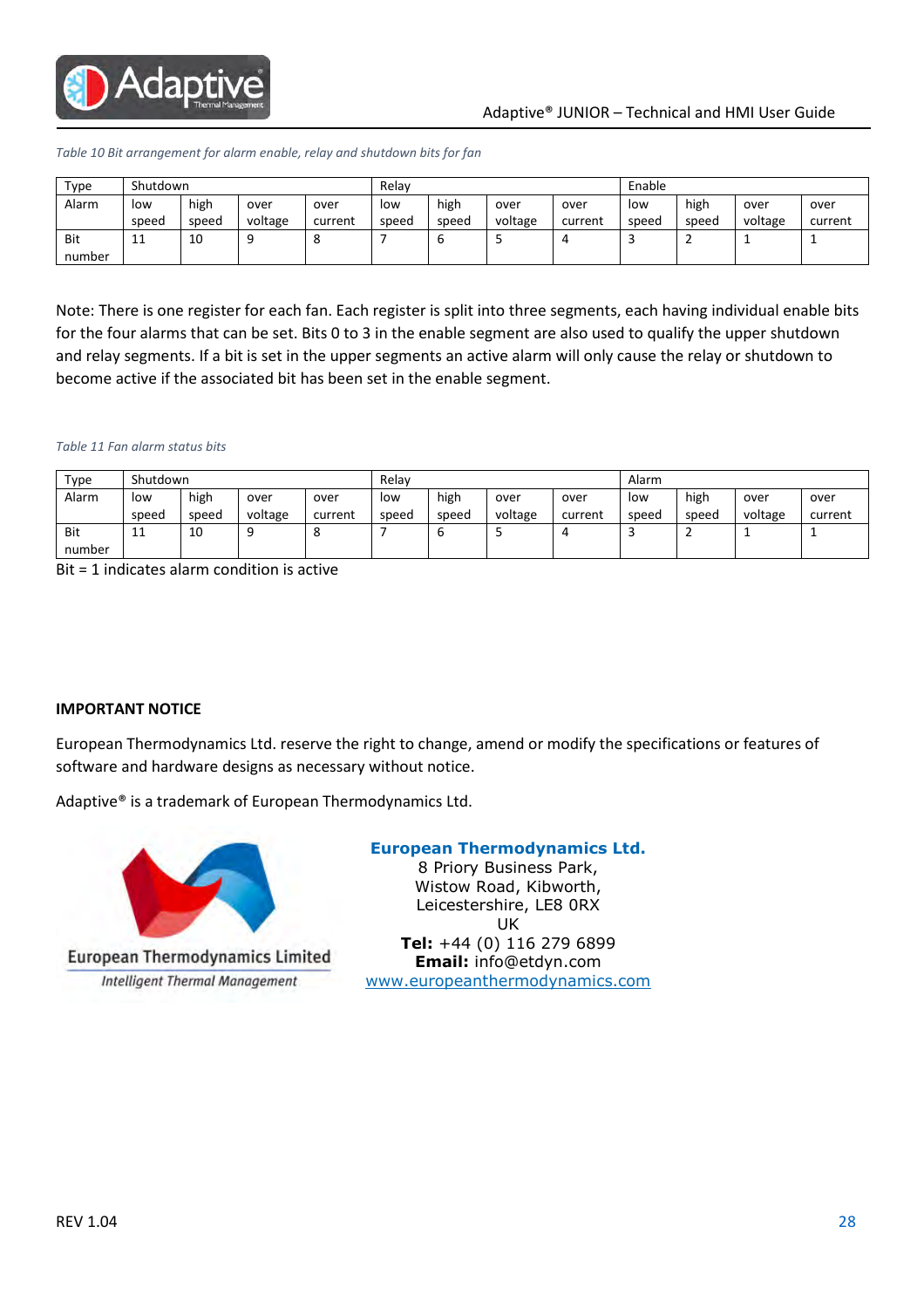*Table 10 Bit arrangement for alarm enable, relay and shutdown bits for fan*

| Type | Shutdown | | | | Relay | | | | Enable | | | |
|---|---|---|---|---|---|---|---|---|---|---|---|---|
| Alarm | low speed | high speed | over voltage | over current | low speed | high speed | over voltage | over current | low speed | high speed | over voltage | over current |
| Bit number | 11 | 10 | 9 | 8 | 7 | 6 | 5 | 4 | 3 | 2 | 1 | 1 |

Note: There is one register for each fan. Each register is split into three segments, each having individual enable bits for the four alarms that can be set. Bits 0 to 3 in the enable segment are also used to qualify the upper shutdown and relay segments. If a bit is set in the upper segments an active alarm will only cause the relay or shutdown to become active if the associated bit has been set in the enable segment.

*Table 11 Fan alarm status bits*

| Type | Shutdown | | | | Relay | | | | Alarm | | | |
|---|---|---|---|---|---|---|---|---|---|---|---|---|
| Alarm | low speed | high speed | over voltage | over current | low speed | high speed | over voltage | over current | low speed | high speed | over voltage | over current |
| Bit number | 11 | 10 | 9 | 8 | 7 | 6 | 5 | 4 | 3 | 2 | 1 | 1 |

Bit = 1 indicates alarm condition is active

**IMPORTANT NOTICE**

European Thermodynamics Ltd. reserve the right to change, amend or modify the specifications or features of software and hardware designs as necessary without notice.

Adaptive® is a trademark of European Thermodynamics Ltd.

European Thermodynamics Limited
*Intelligent Thermal Management*

**European Thermodynamics Ltd.**
8 Priory Business Park,
Wistow Road, Kibworth,
Leicestershire, LE8 0RX
UK
**Tel:** +44 (0) 116 279 6899
**Email:** info@etdyn.com
www.europeanthermodynamics.com